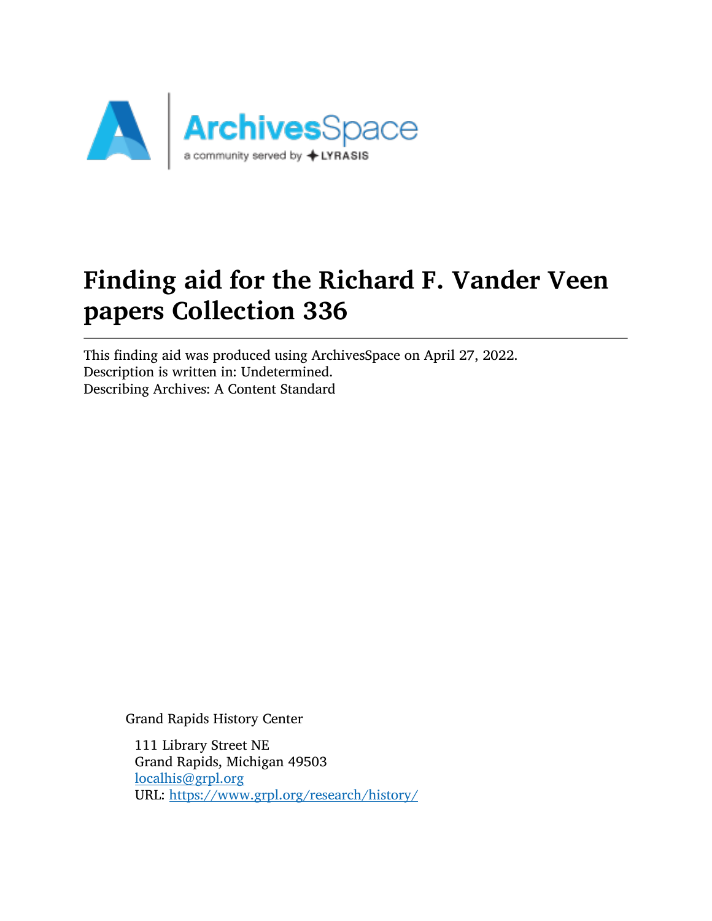# Finding aid for the Richard F. Vander Veen papers Collection 336

This finding aid was produced using ArchivesSpace on April 27, 2022.
Description is written in: Undetermined.
Describing Archives: A Content Standard

Grand Rapids History Center

111 Library Street NE
Grand Rapids, Michigan 49503
localhis@grpl.org
URL: https://www.grpl.org/research/history/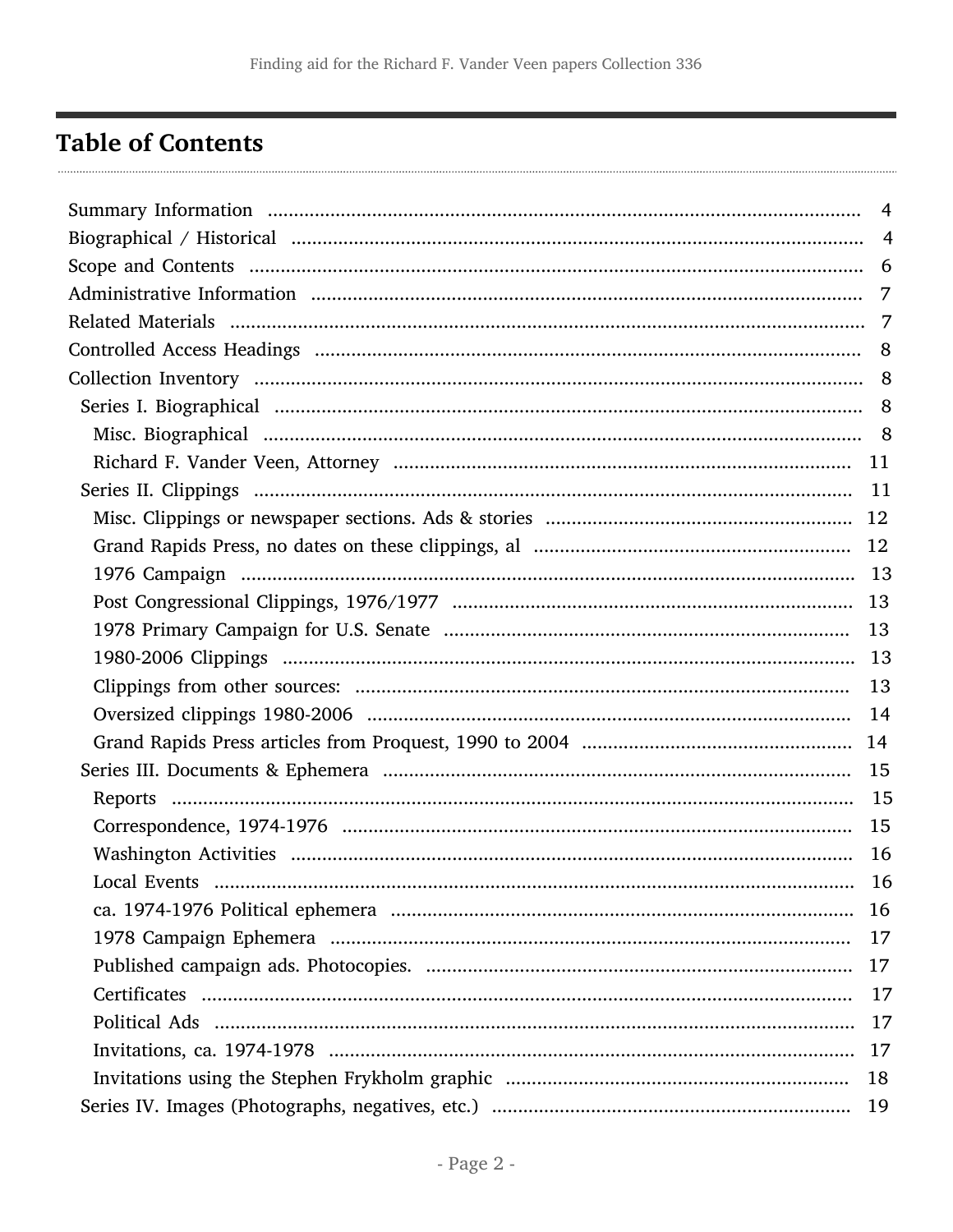## Table of Contents

- Summary Information .......... 4
- Biographical / Historical .......... 4
- Scope and Contents .......... 6
- Administrative Information .......... 7
- Related Materials .......... 7
- Controlled Access Headings .......... 8
- Collection Inventory .......... 8
  - Series I. Biographical .......... 8
    - Misc. Biographical .......... 8
    - Richard F. Vander Veen, Attorney .......... 11
  - Series II. Clippings .......... 11
    - Misc. Clippings or newspaper sections. Ads & stories .......... 12
    - Grand Rapids Press, no dates on these clippings, al .......... 12
    - 1976 Campaign .......... 13
    - Post Congressional Clippings, 1976/1977 .......... 13
    - 1978 Primary Campaign for U.S. Senate .......... 13
    - 1980-2006 Clippings .......... 13
    - Clippings from other sources: .......... 13
    - Oversized clippings 1980-2006 .......... 14
    - Grand Rapids Press articles from Proquest, 1990 to 2004 .......... 14
  - Series III. Documents & Ephemera .......... 15
    - Reports .......... 15
    - Correspondence, 1974-1976 .......... 15
    - Washington Activities .......... 16
    - Local Events .......... 16
    - ca. 1974-1976 Political ephemera .......... 16
    - 1978 Campaign Ephemera .......... 17
    - Published campaign ads. Photocopies. .......... 17
    - Certificates .......... 17
    - Political Ads .......... 17
    - Invitations, ca. 1974-1978 .......... 17
    - Invitations using the Stephen Frykholm graphic .......... 18
  - Series IV. Images (Photographs, negatives, etc.) .......... 19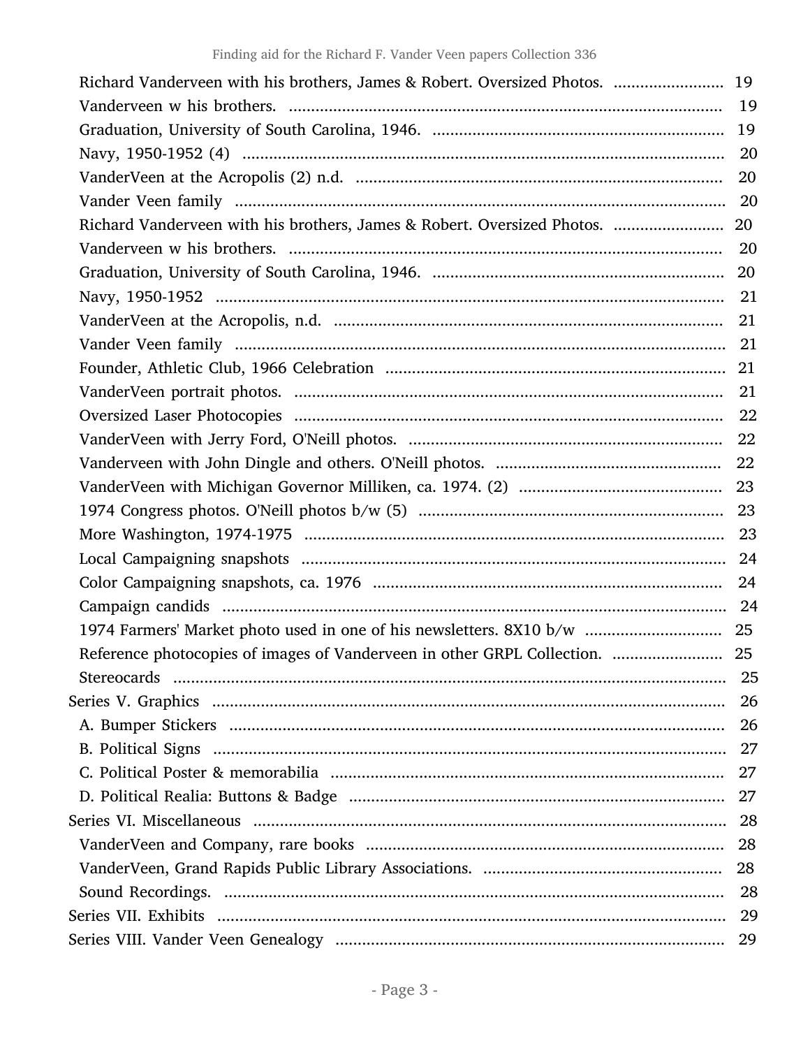- Richard Vanderveen with his brothers, James & Robert. Oversized Photos. .......... 19
- Vanderveen w his brothers. .......... 19
- Graduation, University of South Carolina, 1946. .......... 19
- Navy, 1950-1952 (4) .......... 20
- VanderVeen at the Acropolis (2) n.d. .......... 20
- Vander Veen family .......... 20
- Richard Vanderveen with his brothers, James & Robert. Oversized Photos. .......... 20
- Vanderveen w his brothers. .......... 20
- Graduation, University of South Carolina, 1946. .......... 20
- Navy, 1950-1952 .......... 21
- VanderVeen at the Acropolis, n.d. .......... 21
- Vander Veen family .......... 21
- Founder, Athletic Club, 1966 Celebration .......... 21
- VanderVeen portrait photos. .......... 21
- Oversized Laser Photocopies .......... 22
- VanderVeen with Jerry Ford, O'Neill photos. .......... 22
- Vanderveen with John Dingle and others. O'Neill photos. .......... 22
- VanderVeen with Michigan Governor Milliken, ca. 1974. (2) .......... 23
- 1974 Congress photos. O'Neill photos b/w (5) .......... 23
- More Washington, 1974-1975 .......... 23
- Local Campaigning snapshots .......... 24
- Color Campaigning snapshots, ca. 1976 .......... 24
- Campaign candids .......... 24
- 1974 Farmers' Market photo used in one of his newsletters. 8X10 b/w .......... 25
- Reference photocopies of images of Vanderveen in other GRPL Collection. .......... 25
- Stereocards .......... 25

Series V. Graphics .......... 26
- A. Bumper Stickers .......... 26
- B. Political Signs .......... 27
- C. Political Poster & memorabilia .......... 27
- D. Political Realia: Buttons & Badge .......... 27

Series VI. Miscellaneous .......... 28
- VanderVeen and Company, rare books .......... 28
- VanderVeen, Grand Rapids Public Library Associations. .......... 28
- Sound Recordings. .......... 28

Series VII. Exhibits .......... 29

Series VIII. Vander Veen Genealogy .......... 29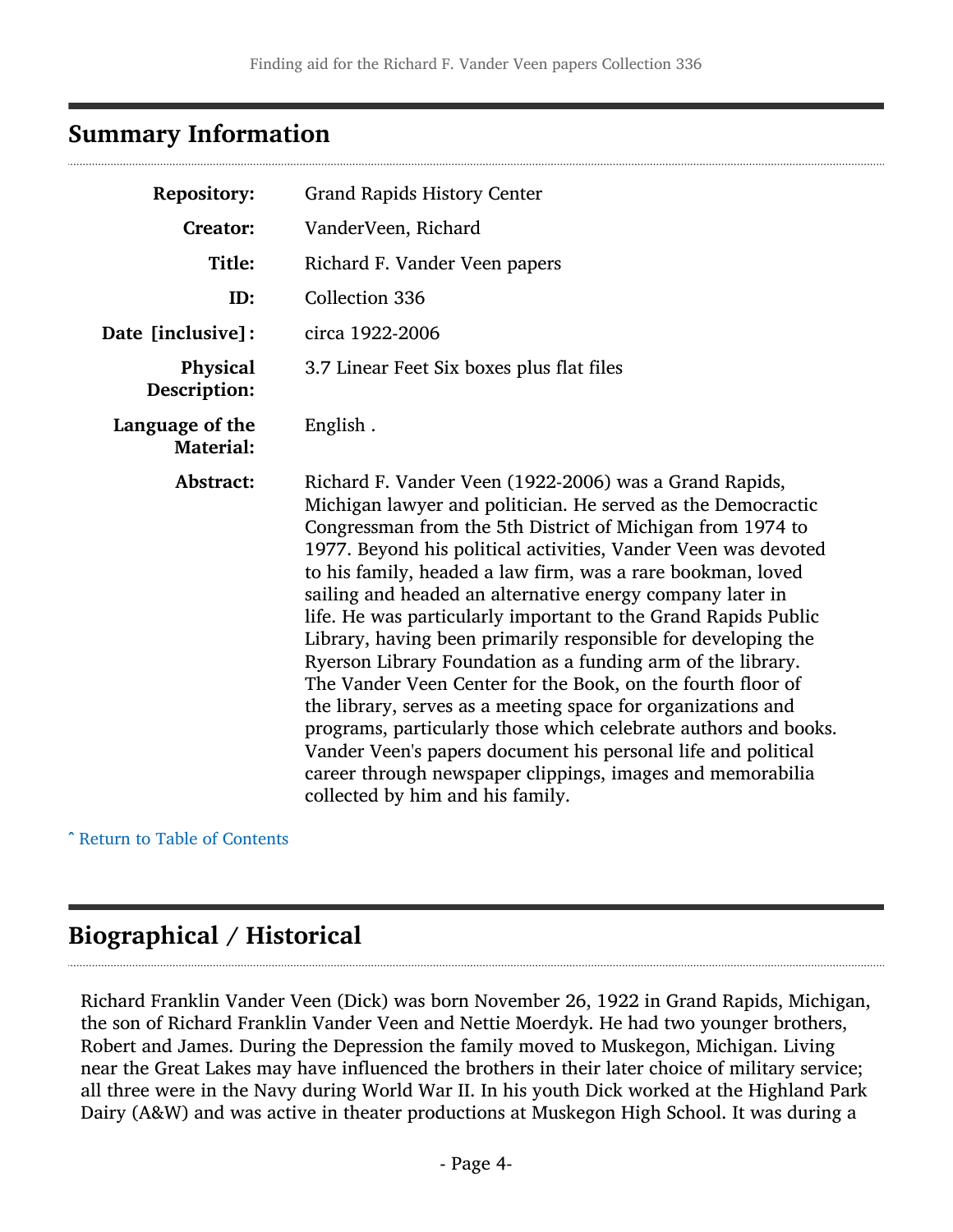## Summary Information

| | |
|---|---|
| **Repository:** | Grand Rapids History Center |
| **Creator:** | VanderVeen, Richard |
| **Title:** | Richard F. Vander Veen papers |
| **ID:** | Collection 336 |
| **Date [inclusive]:** | circa 1922-2006 |
| **Physical Description:** | 3.7 Linear Feet Six boxes plus flat files |
| **Language of the Material:** | English . |
| **Abstract:** | Richard F. Vander Veen (1922-2006) was a Grand Rapids, Michigan lawyer and politician. He served as the Democractic Congressman from the 5th District of Michigan from 1974 to 1977. Beyond his political activities, Vander Veen was devoted to his family, headed a law firm, was a rare bookman, loved sailing and headed an alternative energy company later in life. He was particularly important to the Grand Rapids Public Library, having been primarily responsible for developing the Ryerson Library Foundation as a funding arm of the library. The Vander Veen Center for the Book, on the fourth floor of the library, serves as a meeting space for organizations and programs, particularly those which celebrate authors and books. Vander Veen's papers document his personal life and political career through newspaper clippings, images and memorabilia collected by him and his family. |

ˆ Return to Table of Contents

## Biographical / Historical

Richard Franklin Vander Veen (Dick) was born November 26, 1922 in Grand Rapids, Michigan, the son of Richard Franklin Vander Veen and Nettie Moerdyk. He had two younger brothers, Robert and James. During the Depression the family moved to Muskegon, Michigan. Living near the Great Lakes may have influenced the brothers in their later choice of military service; all three were in the Navy during World War II. In his youth Dick worked at the Highland Park Dairy (A&W) and was active in theater productions at Muskegon High School. It was during a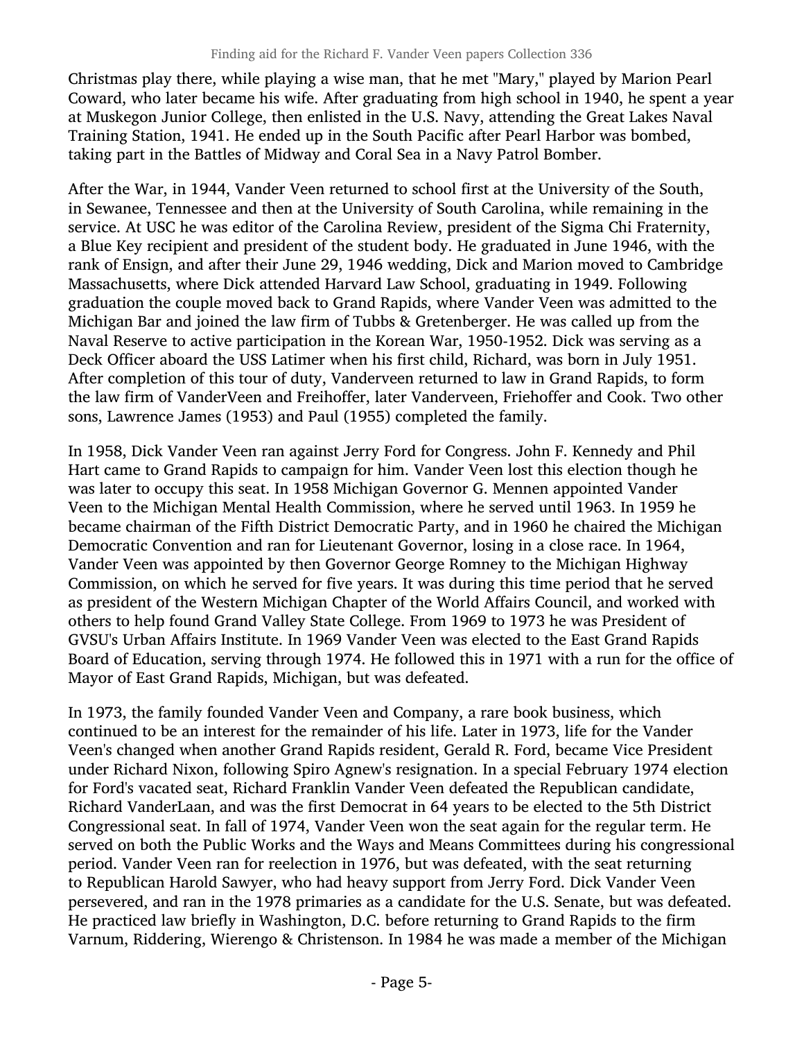Christmas play there, while playing a wise man, that he met "Mary," played by Marion Pearl Coward, who later became his wife. After graduating from high school in 1940, he spent a year at Muskegon Junior College, then enlisted in the U.S. Navy, attending the Great Lakes Naval Training Station, 1941. He ended up in the South Pacific after Pearl Harbor was bombed, taking part in the Battles of Midway and Coral Sea in a Navy Patrol Bomber.

After the War, in 1944, Vander Veen returned to school first at the University of the South, in Sewanee, Tennessee and then at the University of South Carolina, while remaining in the service. At USC he was editor of the Carolina Review, president of the Sigma Chi Fraternity, a Blue Key recipient and president of the student body. He graduated in June 1946, with the rank of Ensign, and after their June 29, 1946 wedding, Dick and Marion moved to Cambridge Massachusetts, where Dick attended Harvard Law School, graduating in 1949. Following graduation the couple moved back to Grand Rapids, where Vander Veen was admitted to the Michigan Bar and joined the law firm of Tubbs & Gretenberger. He was called up from the Naval Reserve to active participation in the Korean War, 1950-1952. Dick was serving as a Deck Officer aboard the USS Latimer when his first child, Richard, was born in July 1951. After completion of this tour of duty, Vanderveen returned to law in Grand Rapids, to form the law firm of VanderVeen and Freihoffer, later Vanderveen, Friehoffer and Cook. Two other sons, Lawrence James (1953) and Paul (1955) completed the family.

In 1958, Dick Vander Veen ran against Jerry Ford for Congress. John F. Kennedy and Phil Hart came to Grand Rapids to campaign for him. Vander Veen lost this election though he was later to occupy this seat. In 1958 Michigan Governor G. Mennen appointed Vander Veen to the Michigan Mental Health Commission, where he served until 1963. In 1959 he became chairman of the Fifth District Democratic Party, and in 1960 he chaired the Michigan Democratic Convention and ran for Lieutenant Governor, losing in a close race. In 1964, Vander Veen was appointed by then Governor George Romney to the Michigan Highway Commission, on which he served for five years. It was during this time period that he served as president of the Western Michigan Chapter of the World Affairs Council, and worked with others to help found Grand Valley State College. From 1969 to 1973 he was President of GVSU's Urban Affairs Institute. In 1969 Vander Veen was elected to the East Grand Rapids Board of Education, serving through 1974. He followed this in 1971 with a run for the office of Mayor of East Grand Rapids, Michigan, but was defeated.

In 1973, the family founded Vander Veen and Company, a rare book business, which continued to be an interest for the remainder of his life. Later in 1973, life for the Vander Veen's changed when another Grand Rapids resident, Gerald R. Ford, became Vice President under Richard Nixon, following Spiro Agnew's resignation. In a special February 1974 election for Ford's vacated seat, Richard Franklin Vander Veen defeated the Republican candidate, Richard VanderLaan, and was the first Democrat in 64 years to be elected to the 5th District Congressional seat. In fall of 1974, Vander Veen won the seat again for the regular term. He served on both the Public Works and the Ways and Means Committees during his congressional period. Vander Veen ran for reelection in 1976, but was defeated, with the seat returning to Republican Harold Sawyer, who had heavy support from Jerry Ford. Dick Vander Veen persevered, and ran in the 1978 primaries as a candidate for the U.S. Senate, but was defeated. He practiced law briefly in Washington, D.C. before returning to Grand Rapids to the firm Varnum, Riddering, Wierengo & Christenson. In 1984 he was made a member of the Michigan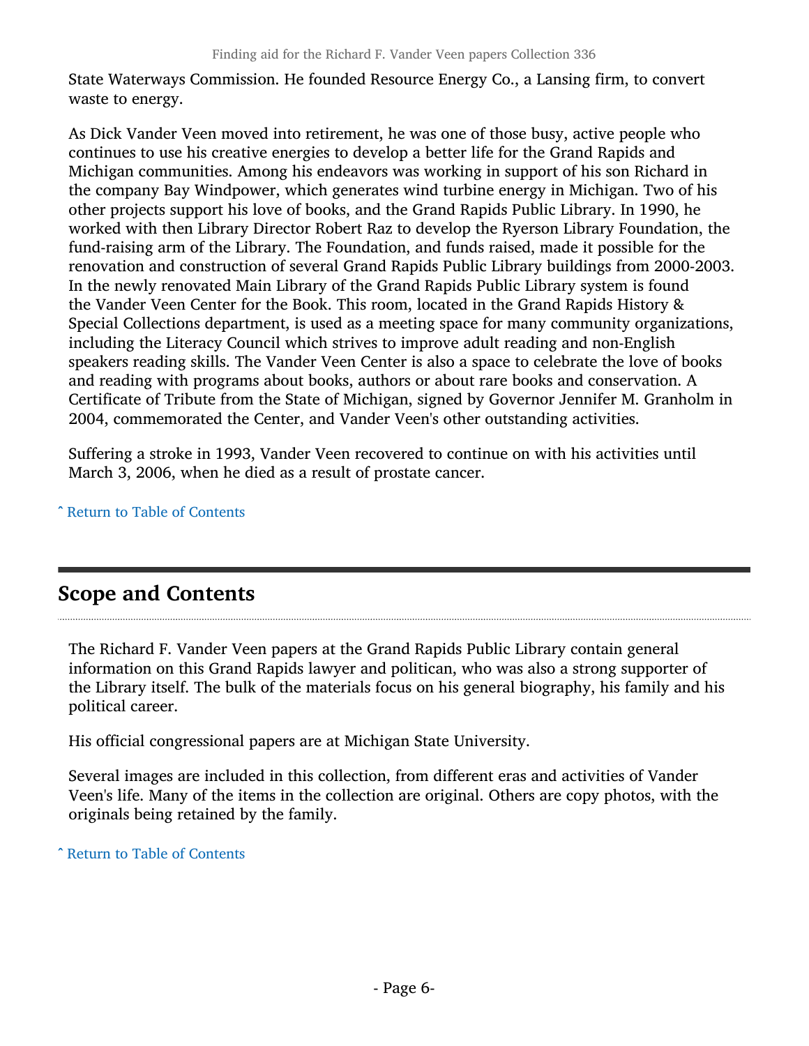State Waterways Commission. He founded Resource Energy Co., a Lansing firm, to convert waste to energy.

As Dick Vander Veen moved into retirement, he was one of those busy, active people who continues to use his creative energies to develop a better life for the Grand Rapids and Michigan communities. Among his endeavors was working in support of his son Richard in the company Bay Windpower, which generates wind turbine energy in Michigan. Two of his other projects support his love of books, and the Grand Rapids Public Library. In 1990, he worked with then Library Director Robert Raz to develop the Ryerson Library Foundation, the fund-raising arm of the Library. The Foundation, and funds raised, made it possible for the renovation and construction of several Grand Rapids Public Library buildings from 2000-2003. In the newly renovated Main Library of the Grand Rapids Public Library system is found the Vander Veen Center for the Book. This room, located in the Grand Rapids History & Special Collections department, is used as a meeting space for many community organizations, including the Literacy Council which strives to improve adult reading and non-English speakers reading skills. The Vander Veen Center is also a space to celebrate the love of books and reading with programs about books, authors or about rare books and conservation. A Certificate of Tribute from the State of Michigan, signed by Governor Jennifer M. Granholm in 2004, commemorated the Center, and Vander Veen's other outstanding activities.

Suffering a stroke in 1993, Vander Veen recovered to continue on with his activities until March 3, 2006, when he died as a result of prostate cancer.

ˆ Return to Table of Contents

## Scope and Contents

The Richard F. Vander Veen papers at the Grand Rapids Public Library contain general information on this Grand Rapids lawyer and politican, who was also a strong supporter of the Library itself. The bulk of the materials focus on his general biography, his family and his political career.

His official congressional papers are at Michigan State University.

Several images are included in this collection, from different eras and activities of Vander Veen's life. Many of the items in the collection are original. Others are copy photos, with the originals being retained by the family.

ˆ Return to Table of Contents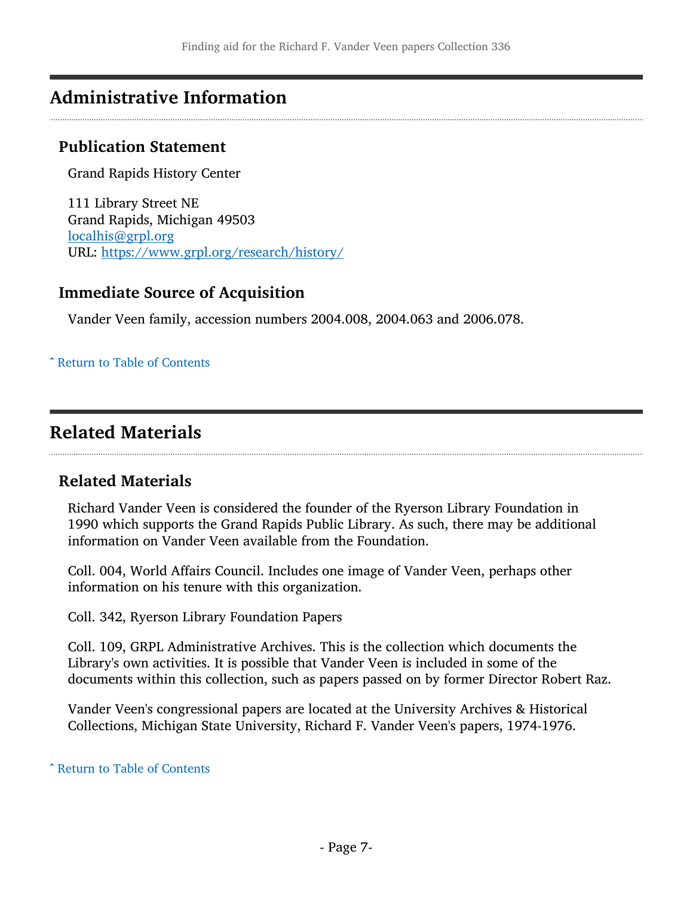## Administrative Information

### Publication Statement

Grand Rapids History Center

111 Library Street NE
Grand Rapids, Michigan 49503
localhis@grpl.org
URL: https://www.grpl.org/research/history/

### Immediate Source of Acquisition

Vander Veen family, accession numbers 2004.008, 2004.063 and 2006.078.

ˆ Return to Table of Contents

## Related Materials

### Related Materials

Richard Vander Veen is considered the founder of the Ryerson Library Foundation in 1990 which supports the Grand Rapids Public Library. As such, there may be additional information on Vander Veen available from the Foundation.

Coll. 004, World Affairs Council. Includes one image of Vander Veen, perhaps other information on his tenure with this organization.

Coll. 342, Ryerson Library Foundation Papers

Coll. 109, GRPL Administrative Archives. This is the collection which documents the Library's own activities. It is possible that Vander Veen is included in some of the documents within this collection, such as papers passed on by former Director Robert Raz.

Vander Veen's congressional papers are located at the University Archives & Historical Collections, Michigan State University, Richard F. Vander Veen's papers, 1974-1976.

ˆ Return to Table of Contents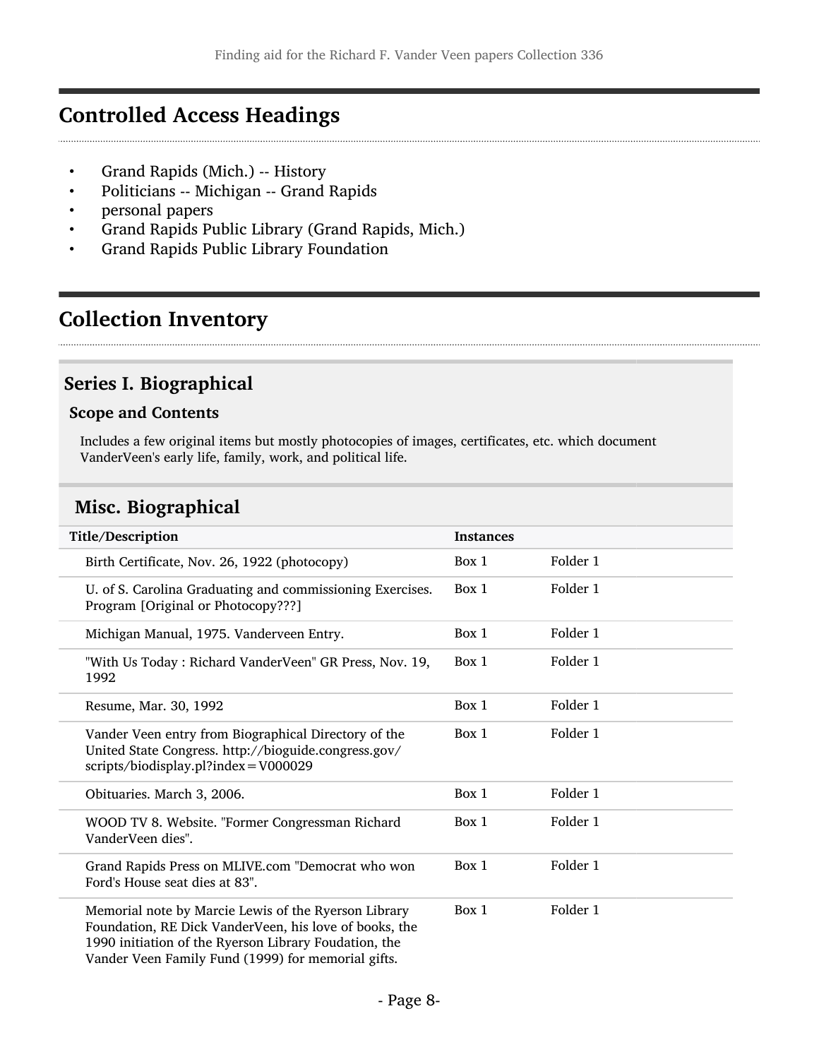## Controlled Access Headings

- Grand Rapids (Mich.) -- History
- Politicians -- Michigan -- Grand Rapids
- personal papers
- Grand Rapids Public Library (Grand Rapids, Mich.)
- Grand Rapids Public Library Foundation

## Collection Inventory

### Series I. Biographical

#### Scope and Contents

Includes a few original items but mostly photocopies of images, certificates, etc. which document VanderVeen's early life, family, work, and political life.

### Misc. Biographical

| Title/Description | Instances | |
|---|---|---|
| Birth Certificate, Nov. 26, 1922 (photocopy) | Box 1 | Folder 1 |
| U. of S. Carolina Graduating and commissioning Exercises. Program [Original or Photocopy???] | Box 1 | Folder 1 |
| Michigan Manual, 1975. Vanderveen Entry. | Box 1 | Folder 1 |
| "With Us Today : Richard VanderVeen" GR Press, Nov. 19, 1992 | Box 1 | Folder 1 |
| Resume, Mar. 30, 1992 | Box 1 | Folder 1 |
| Vander Veen entry from Biographical Directory of the United State Congress. http://bioguide.congress.gov/scripts/biodisplay.pl?index=V000029 | Box 1 | Folder 1 |
| Obituaries. March 3, 2006. | Box 1 | Folder 1 |
| WOOD TV 8. Website. "Former Congressman Richard VanderVeen dies". | Box 1 | Folder 1 |
| Grand Rapids Press on MLIVE.com "Democrat who won Ford's House seat dies at 83". | Box 1 | Folder 1 |
| Memorial note by Marcie Lewis of the Ryerson Library Foundation, RE Dick VanderVeen, his love of books, the 1990 initiation of the Ryerson Library Foudation, the Vander Veen Family Fund (1999) for memorial gifts. | Box 1 | Folder 1 |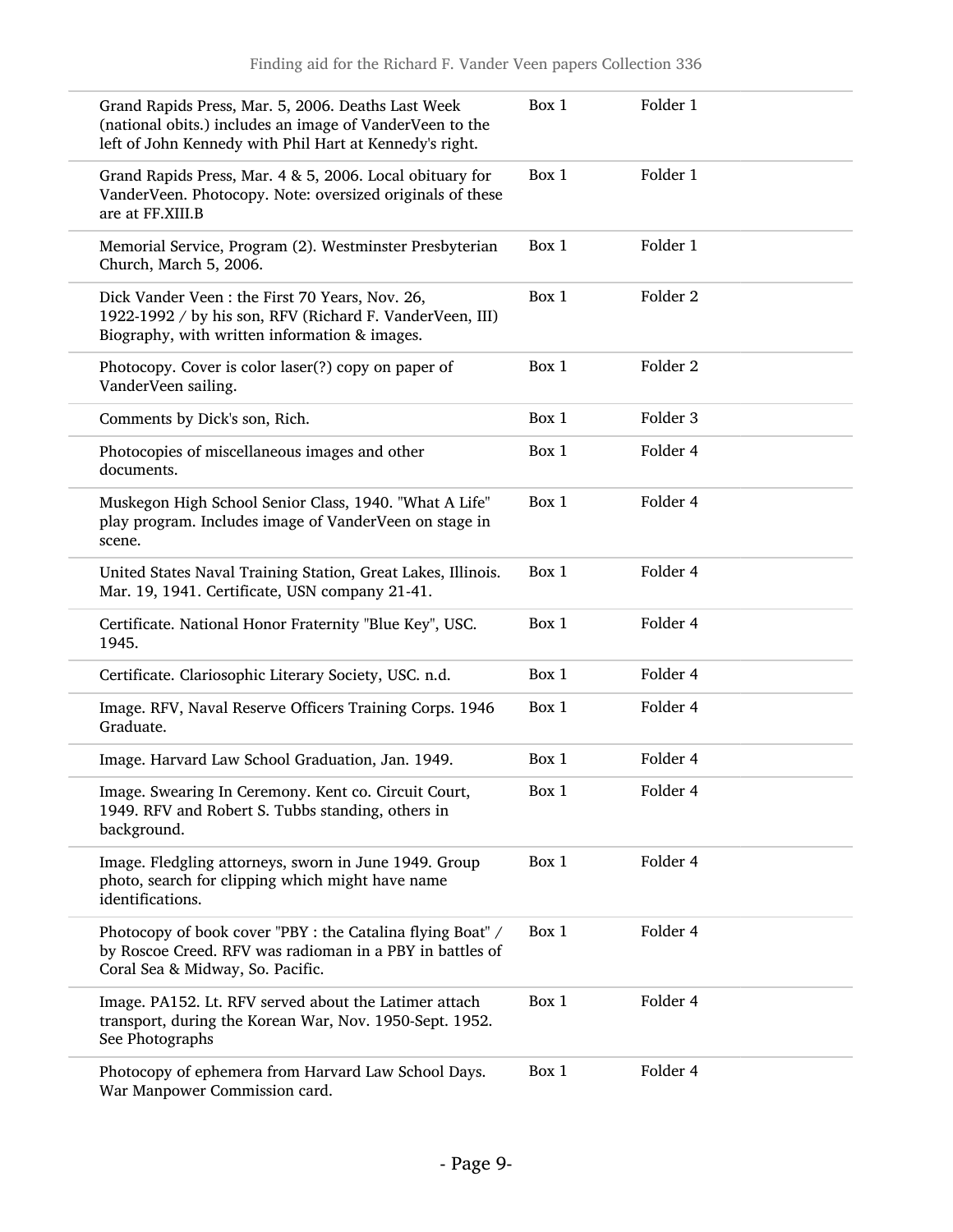| | | |
|---|---|---|
| Grand Rapids Press, Mar. 5, 2006. Deaths Last Week (national obits.) includes an image of VanderVeen to the left of John Kennedy with Phil Hart at Kennedy's right. | Box 1 | Folder 1 |
| Grand Rapids Press, Mar. 4 & 5, 2006. Local obituary for VanderVeen. Photocopy. Note: oversized originals of these are at FF.XIII.B | Box 1 | Folder 1 |
| Memorial Service, Program (2). Westminster Presbyterian Church, March 5, 2006. | Box 1 | Folder 1 |
| Dick Vander Veen : the First 70 Years, Nov. 26, 1922-1992 / by his son, RFV (Richard F. VanderVeen, III) Biography, with written information & images. | Box 1 | Folder 2 |
| Photocopy. Cover is color laser(?) copy on paper of VanderVeen sailing. | Box 1 | Folder 2 |
| Comments by Dick's son, Rich. | Box 1 | Folder 3 |
| Photocopies of miscellaneous images and other documents. | Box 1 | Folder 4 |
| Muskegon High School Senior Class, 1940. "What A Life" play program. Includes image of VanderVeen on stage in scene. | Box 1 | Folder 4 |
| United States Naval Training Station, Great Lakes, Illinois. Mar. 19, 1941. Certificate, USN company 21-41. | Box 1 | Folder 4 |
| Certificate. National Honor Fraternity "Blue Key", USC. 1945. | Box 1 | Folder 4 |
| Certificate. Clariosophic Literary Society, USC. n.d. | Box 1 | Folder 4 |
| Image. RFV, Naval Reserve Officers Training Corps. 1946 Graduate. | Box 1 | Folder 4 |
| Image. Harvard Law School Graduation, Jan. 1949. | Box 1 | Folder 4 |
| Image. Swearing In Ceremony. Kent co. Circuit Court, 1949. RFV and Robert S. Tubbs standing, others in background. | Box 1 | Folder 4 |
| Image. Fledgling attorneys, sworn in June 1949. Group photo, search for clipping which might have name identifications. | Box 1 | Folder 4 |
| Photocopy of book cover "PBY : the Catalina flying Boat" / by Roscoe Creed. RFV was radioman in a PBY in battles of Coral Sea & Midway, So. Pacific. | Box 1 | Folder 4 |
| Image. PA152. Lt. RFV served about the Latimer attach transport, during the Korean War, Nov. 1950-Sept. 1952. See Photographs | Box 1 | Folder 4 |
| Photocopy of ephemera from Harvard Law School Days. War Manpower Commission card. | Box 1 | Folder 4 |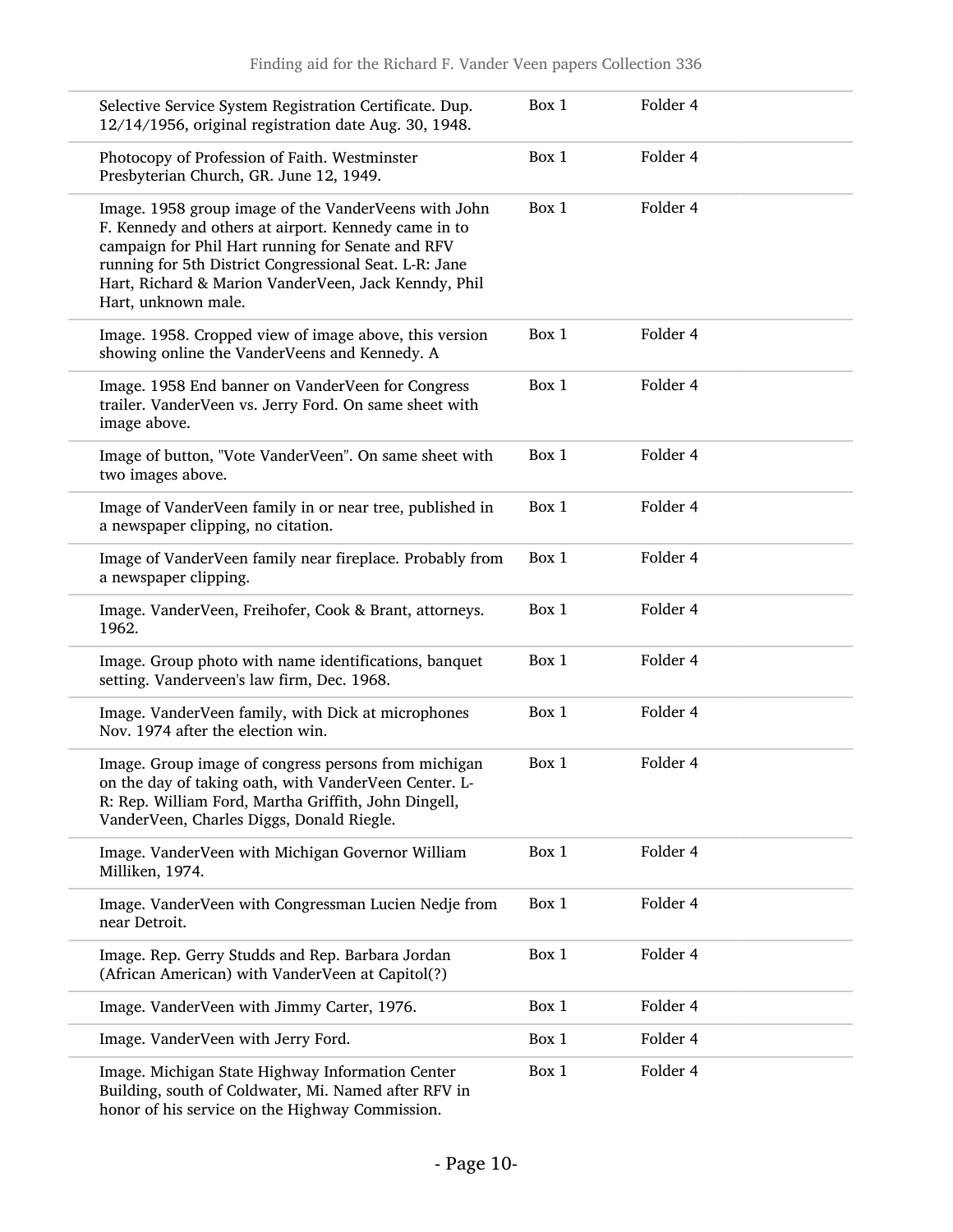| | | |
|---|---|---|
| Selective Service System Registration Certificate. Dup. 12/14/1956, original registration date Aug. 30, 1948. | Box 1 | Folder 4 |
| Photocopy of Profession of Faith. Westminster Presbyterian Church, GR. June 12, 1949. | Box 1 | Folder 4 |
| Image. 1958 group image of the VanderVeens with John F. Kennedy and others at airport. Kennedy came in to campaign for Phil Hart running for Senate and RFV running for 5th District Congressional Seat. L-R: Jane Hart, Richard & Marion VanderVeen, Jack Kenndy, Phil Hart, unknown male. | Box 1 | Folder 4 |
| Image. 1958. Cropped view of image above, this version showing online the VanderVeens and Kennedy. A | Box 1 | Folder 4 |
| Image. 1958 End banner on VanderVeen for Congress trailer. VanderVeen vs. Jerry Ford. On same sheet with image above. | Box 1 | Folder 4 |
| Image of button, "Vote VanderVeen". On same sheet with two images above. | Box 1 | Folder 4 |
| Image of VanderVeen family in or near tree, published in a newspaper clipping, no citation. | Box 1 | Folder 4 |
| Image of VanderVeen family near fireplace. Probably from a newspaper clipping. | Box 1 | Folder 4 |
| Image. VanderVeen, Freihofer, Cook & Brant, attorneys. 1962. | Box 1 | Folder 4 |
| Image. Group photo with name identifications, banquet setting. Vanderveen's law firm, Dec. 1968. | Box 1 | Folder 4 |
| Image. VanderVeen family, with Dick at microphones Nov. 1974 after the election win. | Box 1 | Folder 4 |
| Image. Group image of congress persons from michigan on the day of taking oath, with VanderVeen Center. L-R: Rep. William Ford, Martha Griffith, John Dingell, VanderVeen, Charles Diggs, Donald Riegle. | Box 1 | Folder 4 |
| Image. VanderVeen with Michigan Governor William Milliken, 1974. | Box 1 | Folder 4 |
| Image. VanderVeen with Congressman Lucien Nedje from near Detroit. | Box 1 | Folder 4 |
| Image. Rep. Gerry Studds and Rep. Barbara Jordan (African American) with VanderVeen at Capitol(?) | Box 1 | Folder 4 |
| Image. VanderVeen with Jimmy Carter, 1976. | Box 1 | Folder 4 |
| Image. VanderVeen with Jerry Ford. | Box 1 | Folder 4 |
| Image. Michigan State Highway Information Center Building, south of Coldwater, Mi. Named after RFV in honor of his service on the Highway Commission. | Box 1 | Folder 4 |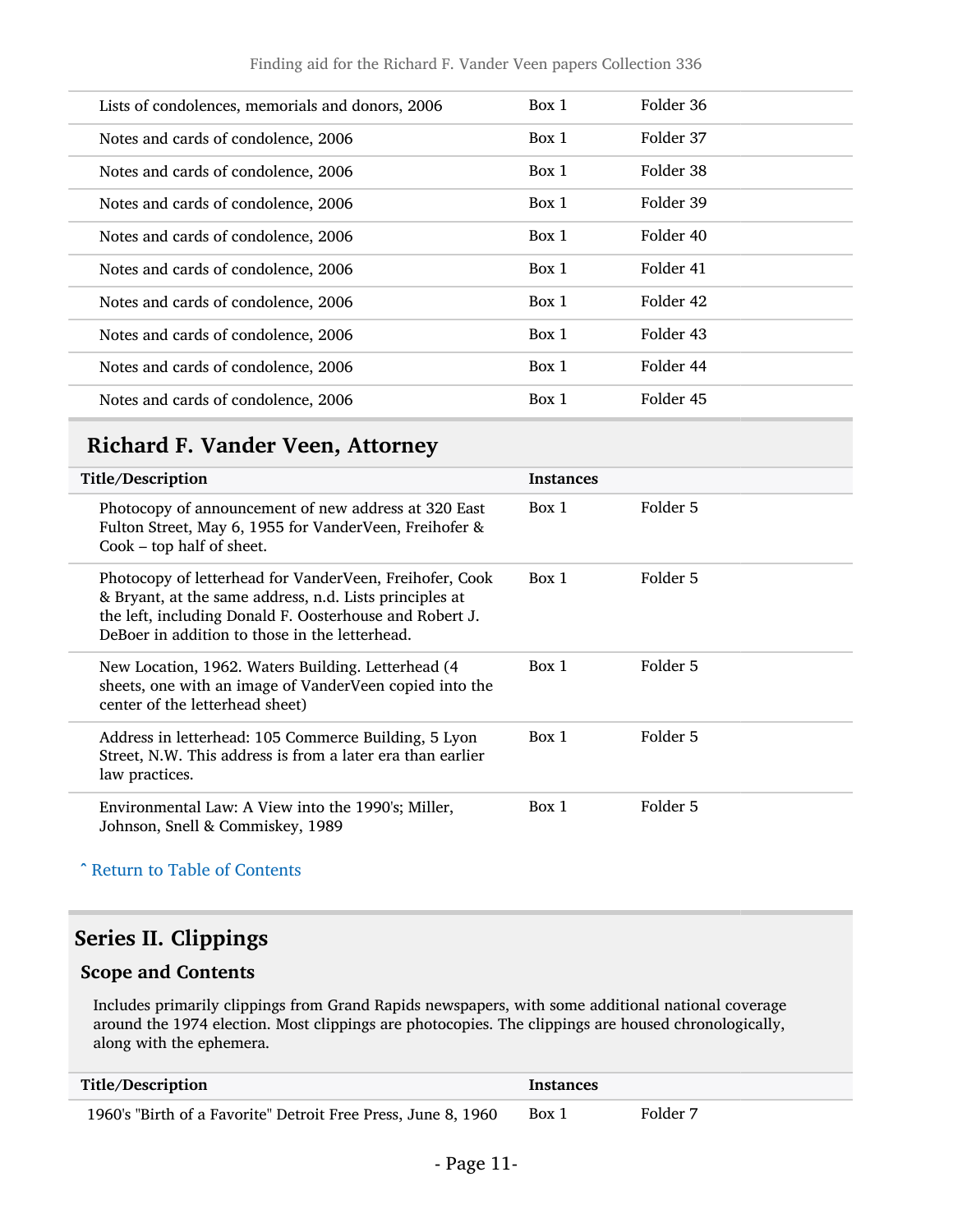| | | |
|---|---|---|
| Lists of condolences, memorials and donors, 2006 | Box 1 | Folder 36 |
| Notes and cards of condolence, 2006 | Box 1 | Folder 37 |
| Notes and cards of condolence, 2006 | Box 1 | Folder 38 |
| Notes and cards of condolence, 2006 | Box 1 | Folder 39 |
| Notes and cards of condolence, 2006 | Box 1 | Folder 40 |
| Notes and cards of condolence, 2006 | Box 1 | Folder 41 |
| Notes and cards of condolence, 2006 | Box 1 | Folder 42 |
| Notes and cards of condolence, 2006 | Box 1 | Folder 43 |
| Notes and cards of condolence, 2006 | Box 1 | Folder 44 |
| Notes and cards of condolence, 2006 | Box 1 | Folder 45 |

## Richard F. Vander Veen, Attorney

| Title/Description | Instances | |
|---|---|---|
| Photocopy of announcement of new address at 320 East Fulton Street, May 6, 1955 for VanderVeen, Freihofer & Cook – top half of sheet. | Box 1 | Folder 5 |
| Photocopy of letterhead for VanderVeen, Freihofer, Cook & Bryant, at the same address, n.d. Lists principles at the left, including Donald F. Oosterhouse and Robert J. DeBoer in addition to those in the letterhead. | Box 1 | Folder 5 |
| New Location, 1962. Waters Building. Letterhead (4 sheets, one with an image of VanderVeen copied into the center of the letterhead sheet) | Box 1 | Folder 5 |
| Address in letterhead: 105 Commerce Building, 5 Lyon Street, N.W. This address is from a later era than earlier law practices. | Box 1 | Folder 5 |
| Environmental Law: A View into the 1990's; Miller, Johnson, Snell & Commiskey, 1989 | Box 1 | Folder 5 |

ˆ Return to Table of Contents

## Series II. Clippings

### Scope and Contents

Includes primarily clippings from Grand Rapids newspapers, with some additional national coverage around the 1974 election. Most clippings are photocopies. The clippings are housed chronologically, along with the ephemera.

| Title/Description | Instances | |
|---|---|---|
| 1960's "Birth of a Favorite" Detroit Free Press, June 8, 1960 | Box 1 | Folder 7 |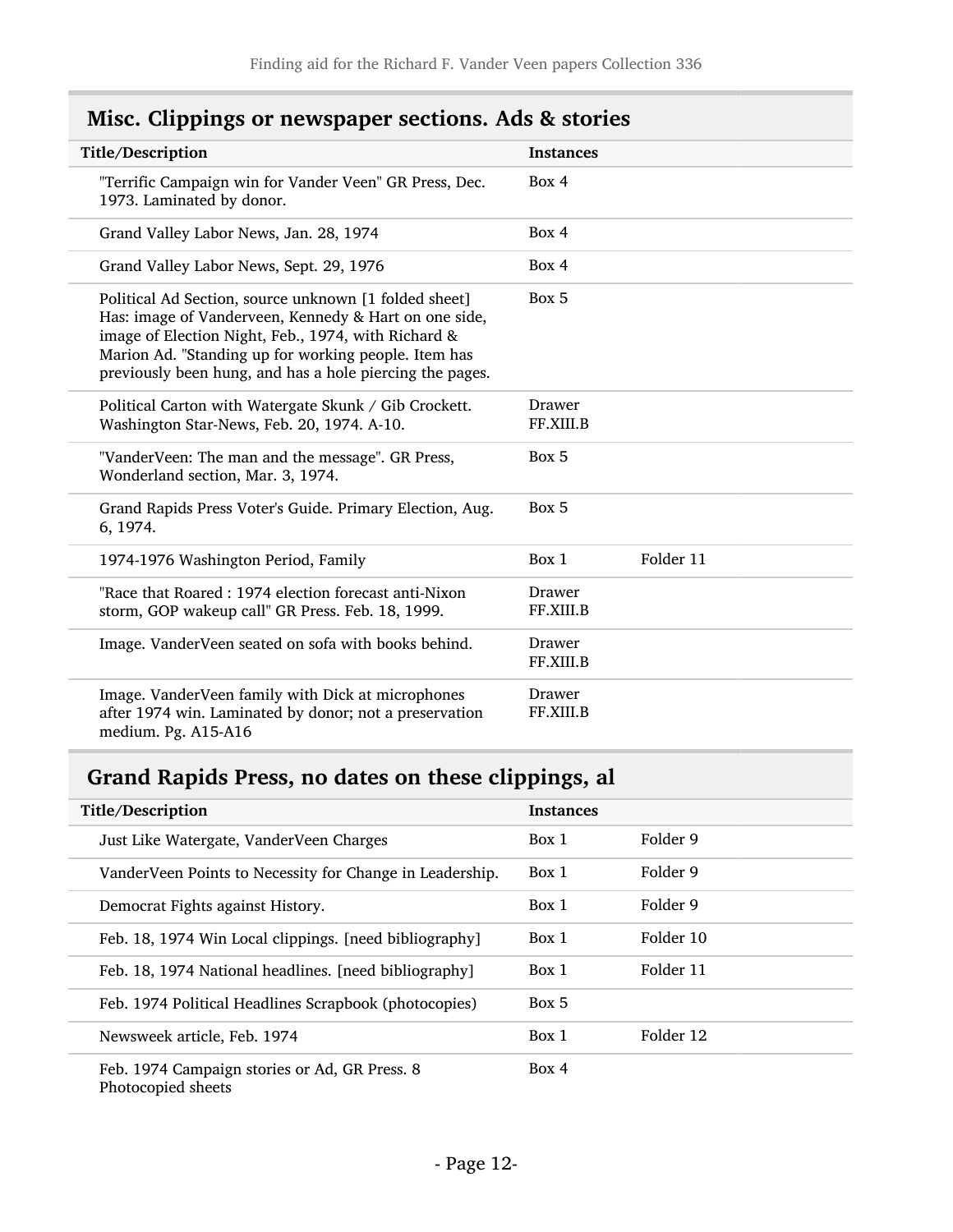## Misc. Clippings or newspaper sections. Ads & stories

| Title/Description | Instances | |
|---|---|---|
| "Terrific Campaign win for Vander Veen" GR Press, Dec. 1973. Laminated by donor. | Box 4 | |
| Grand Valley Labor News, Jan. 28, 1974 | Box 4 | |
| Grand Valley Labor News, Sept. 29, 1976 | Box 4 | |
| Political Ad Section, source unknown [1 folded sheet] Has: image of Vanderveen, Kennedy & Hart on one side, image of Election Night, Feb., 1974, with Richard & Marion Ad. "Standing up for working people. Item has previously been hung, and has a hole piercing the pages. | Box 5 | |
| Political Carton with Watergate Skunk / Gib Crockett. Washington Star-News, Feb. 20, 1974. A-10. | Drawer FF.XIII.B | |
| "VanderVeen: The man and the message". GR Press, Wonderland section, Mar. 3, 1974. | Box 5 | |
| Grand Rapids Press Voter's Guide. Primary Election, Aug. 6, 1974. | Box 5 | |
| 1974-1976 Washington Period, Family | Box 1 | Folder 11 |
| "Race that Roared : 1974 election forecast anti-Nixon storm, GOP wakeup call" GR Press. Feb. 18, 1999. | Drawer FF.XIII.B | |
| Image. VanderVeen seated on sofa with books behind. | Drawer FF.XIII.B | |
| Image. VanderVeen family with Dick at microphones after 1974 win. Laminated by donor; not a preservation medium. Pg. A15-A16 | Drawer FF.XIII.B | |

## Grand Rapids Press, no dates on these clippings, al

| Title/Description | Instances | |
|---|---|---|
| Just Like Watergate, VanderVeen Charges | Box 1 | Folder 9 |
| VanderVeen Points to Necessity for Change in Leadership. | Box 1 | Folder 9 |
| Democrat Fights against History. | Box 1 | Folder 9 |
| Feb. 18, 1974 Win Local clippings. [need bibliography] | Box 1 | Folder 10 |
| Feb. 18, 1974 National headlines. [need bibliography] | Box 1 | Folder 11 |
| Feb. 1974 Political Headlines Scrapbook (photocopies) | Box 5 | |
| Newsweek article, Feb. 1974 | Box 1 | Folder 12 |
| Feb. 1974 Campaign stories or Ad, GR Press. 8 Photocopied sheets | Box 4 | |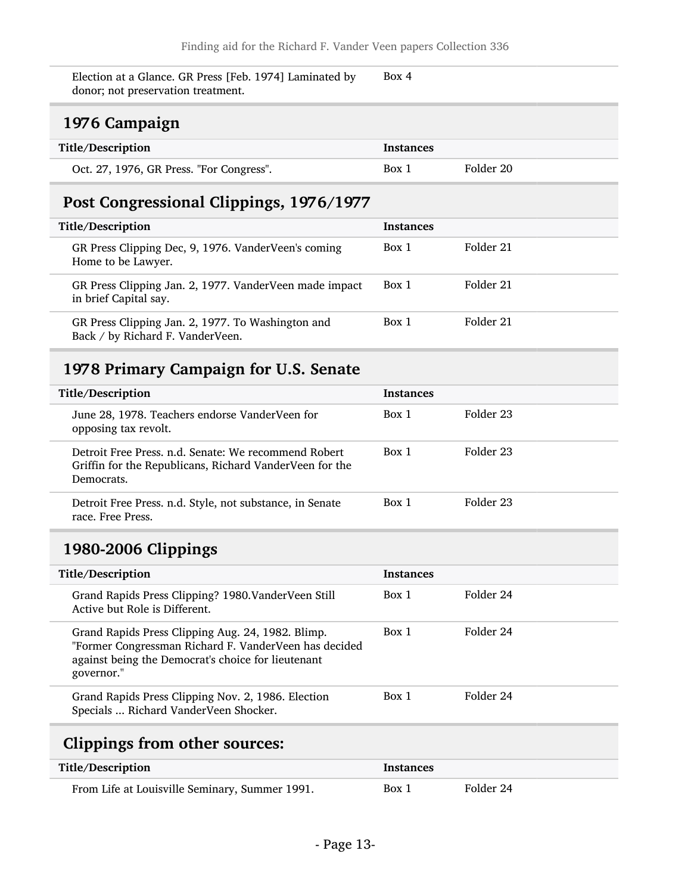| | | |
|---|---|---|
| Election at a Glance. GR Press [Feb. 1974] Laminated by donor; not preservation treatment. | Box 4 | |

## 1976 Campaign

| Title/Description | Instances | |
|---|---|---|
| Oct. 27, 1976, GR Press. "For Congress". | Box 1 | Folder 20 |

## Post Congressional Clippings, 1976/1977

| Title/Description | Instances | |
|---|---|---|
| GR Press Clipping Dec, 9, 1976. VanderVeen's coming Home to be Lawyer. | Box 1 | Folder 21 |
| GR Press Clipping Jan. 2, 1977. VanderVeen made impact in brief Capital say. | Box 1 | Folder 21 |
| GR Press Clipping Jan. 2, 1977. To Washington and Back / by Richard F. VanderVeen. | Box 1 | Folder 21 |

## 1978 Primary Campaign for U.S. Senate

| Title/Description | Instances | |
|---|---|---|
| June 28, 1978. Teachers endorse VanderVeen for opposing tax revolt. | Box 1 | Folder 23 |
| Detroit Free Press. n.d. Senate: We recommend Robert Griffin for the Republicans, Richard VanderVeen for the Democrats. | Box 1 | Folder 23 |
| Detroit Free Press. n.d. Style, not substance, in Senate race. Free Press. | Box 1 | Folder 23 |

## 1980-2006 Clippings

| Title/Description | Instances | |
|---|---|---|
| Grand Rapids Press Clipping? 1980.VanderVeen Still Active but Role is Different. | Box 1 | Folder 24 |
| Grand Rapids Press Clipping Aug. 24, 1982. Blimp. "Former Congressman Richard F. VanderVeen has decided against being the Democrat's choice for lieutenant governor." | Box 1 | Folder 24 |
| Grand Rapids Press Clipping Nov. 2, 1986. Election Specials ... Richard VanderVeen Shocker. | Box 1 | Folder 24 |

## Clippings from other sources:

| Title/Description | Instances | |
|---|---|---|
| From Life at Louisville Seminary, Summer 1991. | Box 1 | Folder 24 |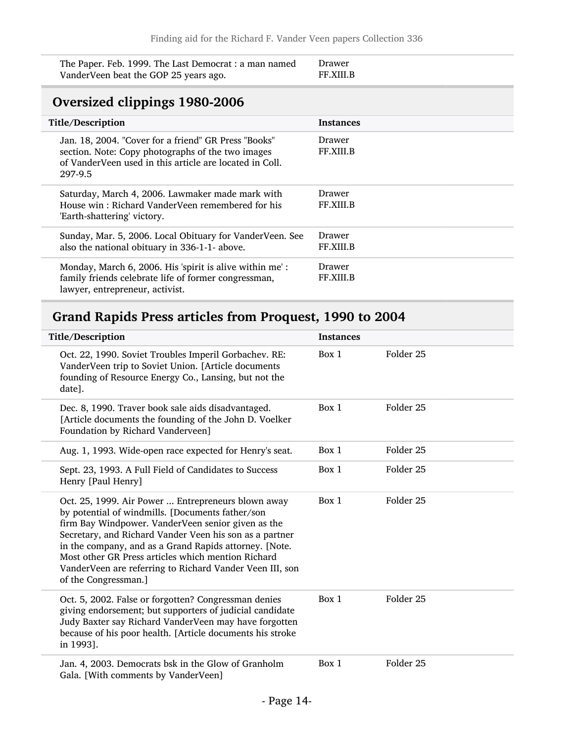| | |
|---|---|
| The Paper. Feb. 1999. The Last Democrat : a man named VanderVeen beat the GOP 25 years ago. | Drawer FF.XIII.B |

## Oversized clippings 1980-2006

| Title/Description | Instances |
|---|---|
| Jan. 18, 2004. "Cover for a friend" GR Press "Books" section. Note: Copy photographs of the two images of VanderVeen used in this article are located in Coll. 297-9.5 | Drawer FF.XIII.B |
| Saturday, March 4, 2006. Lawmaker made mark with House win : Richard VanderVeen remembered for his 'Earth-shattering' victory. | Drawer FF.XIII.B |
| Sunday, Mar. 5, 2006. Local Obituary for VanderVeen. See also the national obituary in 336-1-1- above. | Drawer FF.XIII.B |
| Monday, March 6, 2006. His 'spirit is alive within me' : family friends celebrate life of former congressman, lawyer, entrepreneur, activist. | Drawer FF.XIII.B |

## Grand Rapids Press articles from Proquest, 1990 to 2004

| Title/Description | Instances | |
|---|---|---|
| Oct. 22, 1990. Soviet Troubles Imperil Gorbachev. RE: VanderVeen trip to Soviet Union. [Article documents founding of Resource Energy Co., Lansing, but not the date]. | Box 1 | Folder 25 |
| Dec. 8, 1990. Traver book sale aids disadvantaged. [Article documents the founding of the John D. Voelker Foundation by Richard Vanderveen] | Box 1 | Folder 25 |
| Aug. 1, 1993. Wide-open race expected for Henry's seat. | Box 1 | Folder 25 |
| Sept. 23, 1993. A Full Field of Candidates to Success Henry [Paul Henry] | Box 1 | Folder 25 |
| Oct. 25, 1999. Air Power ... Entrepreneurs blown away by potential of windmills. [Documents father/son firm Bay Windpower. VanderVeen senior given as the Secretary, and Richard Vander Veen his son as a partner in the company, and as a Grand Rapids attorney. [Note. Most other GR Press articles which mention Richard VanderVeen are referring to Richard Vander Veen III, son of the Congressman.] | Box 1 | Folder 25 |
| Oct. 5, 2002. False or forgotten? Congressman denies giving endorsement; but supporters of judicial candidate Judy Baxter say Richard VanderVeen may have forgotten because of his poor health. [Article documents his stroke in 1993]. | Box 1 | Folder 25 |
| Jan. 4, 2003. Democrats bsk in the Glow of Granholm Gala. [With comments by VanderVeen] | Box 1 | Folder 25 |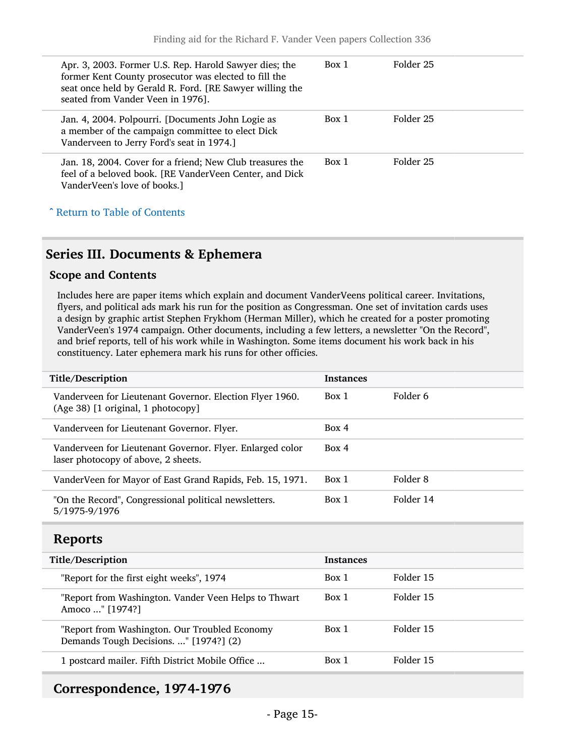| | | |
|---|---|---|
| Apr. 3, 2003. Former U.S. Rep. Harold Sawyer dies; the former Kent County prosecutor was elected to fill the seat once held by Gerald R. Ford. [RE Sawyer willing the seated from Vander Veen in 1976]. | Box 1 | Folder 25 |
| Jan. 4, 2004. Polpourri. [Documents John Logie as a member of the campaign committee to elect Dick Vanderveen to Jerry Ford's seat in 1974.] | Box 1 | Folder 25 |
| Jan. 18, 2004. Cover for a friend; New Club treasures the feel of a beloved book. [RE VanderVeen Center, and Dick VanderVeen's love of books.] | Box 1 | Folder 25 |

ˆ Return to Table of Contents

## Series III. Documents & Ephemera

### Scope and Contents

Includes here are paper items which explain and document VanderVeens political career. Invitations, flyers, and political ads mark his run for the position as Congressman. One set of invitation cards uses a design by graphic artist Stephen Frykhom (Herman Miller), which he created for a poster promoting VanderVeen's 1974 campaign. Other documents, including a few letters, a newsletter "On the Record", and brief reports, tell of his work while in Washington. Some items document his work back in his constituency. Later ephemera mark his runs for other officies.

| Title/Description | Instances | |
|---|---|---|
| Vanderveen for Lieutenant Governor. Election Flyer 1960. (Age 38) [1 original, 1 photocopy] | Box 1 | Folder 6 |
| Vanderveen for Lieutenant Governor. Flyer. | Box 4 | |
| Vanderveen for Lieutenant Governor. Flyer. Enlarged color laser photocopy of above, 2 sheets. | Box 4 | |
| VanderVeen for Mayor of East Grand Rapids, Feb. 15, 1971. | Box 1 | Folder 8 |
| "On the Record", Congressional political newsletters. 5/1975-9/1976 | Box 1 | Folder 14 |

## Reports

| Title/Description | Instances | |
|---|---|---|
| "Report for the first eight weeks", 1974 | Box 1 | Folder 15 |
| "Report from Washington. Vander Veen Helps to Thwart Amoco ..." [1974?] | Box 1 | Folder 15 |
| "Report from Washington. Our Troubled Economy Demands Tough Decisions. ..." [1974?] (2) | Box 1 | Folder 15 |
| 1 postcard mailer. Fifth District Mobile Office ... | Box 1 | Folder 15 |

## Correspondence, 1974-1976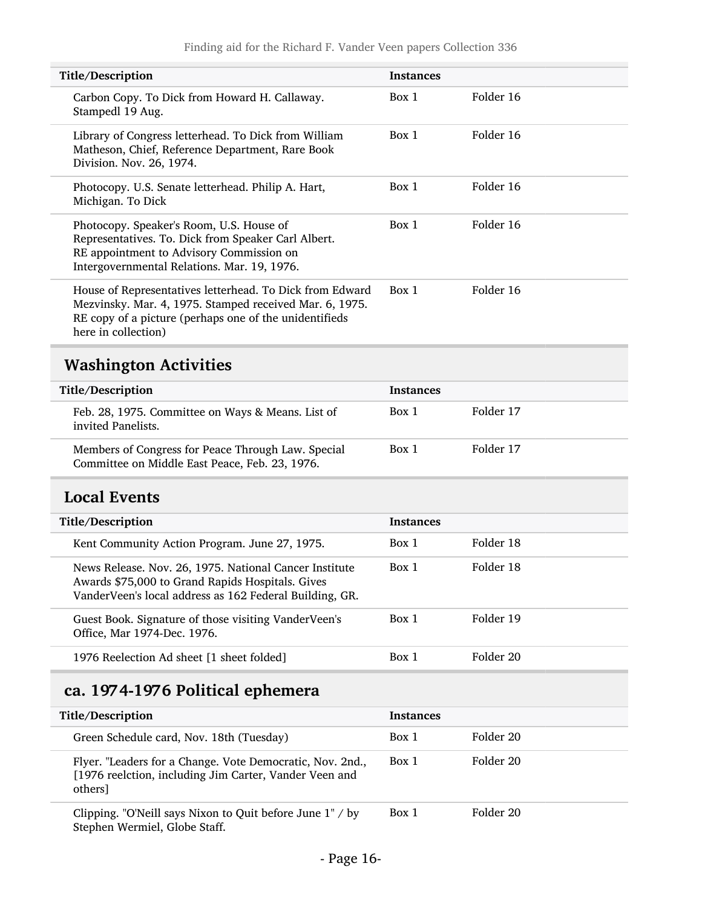| Title/Description | Instances | |
|---|---|---|
| Carbon Copy. To Dick from Howard H. Callaway. Stampedl 19 Aug. | Box 1 | Folder 16 |
| Library of Congress letterhead. To Dick from William Matheson, Chief, Reference Department, Rare Book Division. Nov. 26, 1974. | Box 1 | Folder 16 |
| Photocopy. U.S. Senate letterhead. Philip A. Hart, Michigan. To Dick | Box 1 | Folder 16 |
| Photocopy. Speaker's Room, U.S. House of Representatives. To. Dick from Speaker Carl Albert. RE appointment to Advisory Commission on Intergovernmental Relations. Mar. 19, 1976. | Box 1 | Folder 16 |
| House of Representatives letterhead. To Dick from Edward Mezvinsky. Mar. 4, 1975. Stamped received Mar. 6, 1975. RE copy of a picture (perhaps one of the unidentifieds here in collection) | Box 1 | Folder 16 |

## Washington Activities

| Title/Description | Instances | |
|---|---|---|
| Feb. 28, 1975. Committee on Ways & Means. List of invited Panelists. | Box 1 | Folder 17 |
| Members of Congress for Peace Through Law. Special Committee on Middle East Peace, Feb. 23, 1976. | Box 1 | Folder 17 |

## Local Events

| Title/Description | Instances | |
|---|---|---|
| Kent Community Action Program. June 27, 1975. | Box 1 | Folder 18 |
| News Release. Nov. 26, 1975. National Cancer Institute Awards $75,000 to Grand Rapids Hospitals. Gives VanderVeen's local address as 162 Federal Building, GR. | Box 1 | Folder 18 |
| Guest Book. Signature of those visiting VanderVeen's Office, Mar 1974-Dec. 1976. | Box 1 | Folder 19 |
| 1976 Reelection Ad sheet [1 sheet folded] | Box 1 | Folder 20 |

## ca. 1974-1976 Political ephemera

| Title/Description | Instances | |
|---|---|---|
| Green Schedule card, Nov. 18th (Tuesday) | Box 1 | Folder 20 |
| Flyer. "Leaders for a Change. Vote Democratic, Nov. 2nd., [1976 reelction, including Jim Carter, Vander Veen and others] | Box 1 | Folder 20 |
| Clipping. "O'Neill says Nixon to Quit before June 1" / by Stephen Wermiel, Globe Staff. | Box 1 | Folder 20 |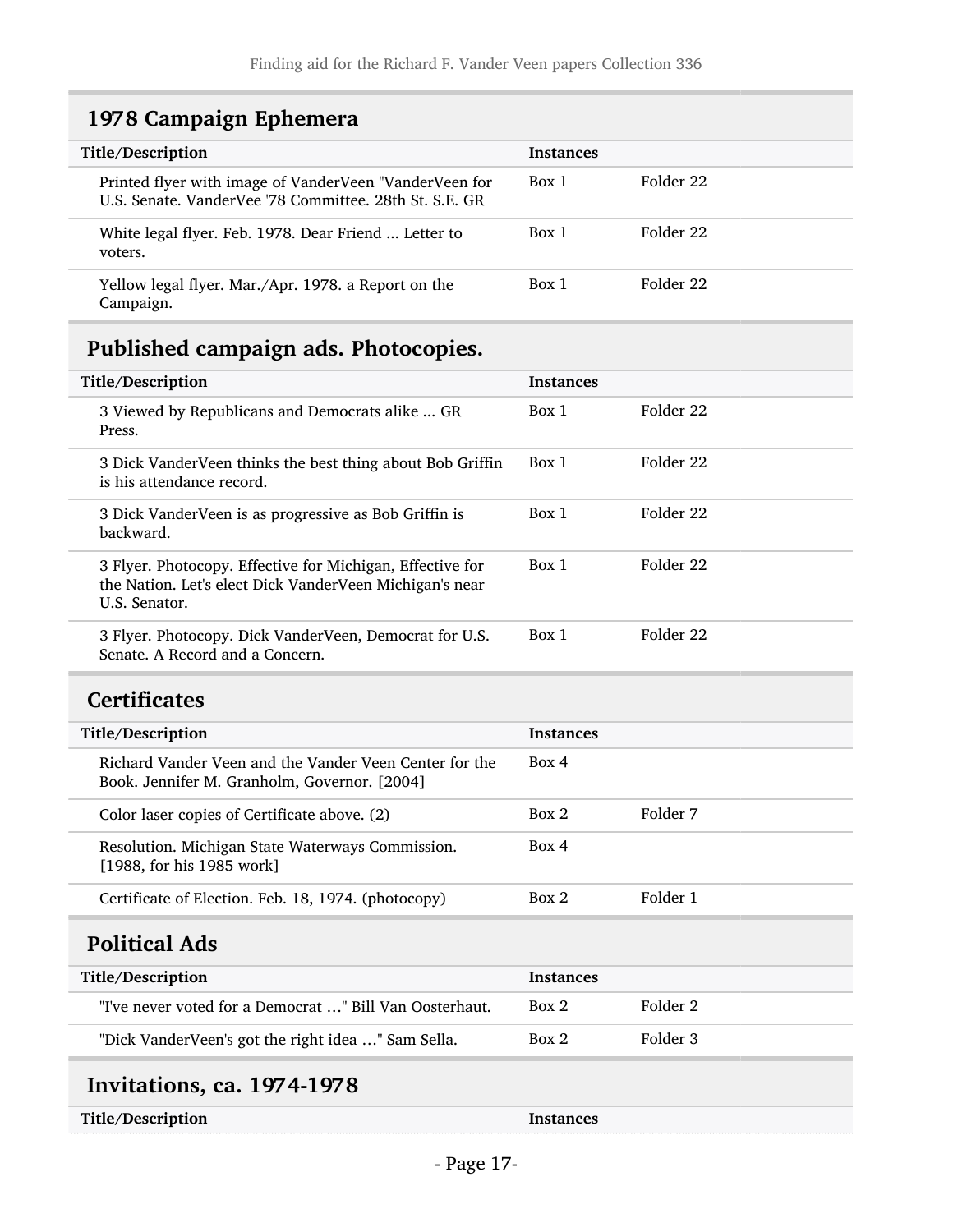## 1978 Campaign Ephemera

| Title/Description | Instances | |
|---|---|---|
| Printed flyer with image of VanderVeen "VanderVeen for U.S. Senate. VanderVee '78 Committee. 28th St. S.E. GR | Box 1 | Folder 22 |
| White legal flyer. Feb. 1978. Dear Friend ... Letter to voters. | Box 1 | Folder 22 |
| Yellow legal flyer. Mar./Apr. 1978. a Report on the Campaign. | Box 1 | Folder 22 |

## Published campaign ads. Photocopies.

| Title/Description | Instances | |
|---|---|---|
| 3 Viewed by Republicans and Democrats alike ... GR Press. | Box 1 | Folder 22 |
| 3 Dick VanderVeen thinks the best thing about Bob Griffin is his attendance record. | Box 1 | Folder 22 |
| 3 Dick VanderVeen is as progressive as Bob Griffin is backward. | Box 1 | Folder 22 |
| 3 Flyer. Photocopy. Effective for Michigan, Effective for the Nation. Let's elect Dick VanderVeen Michigan's near U.S. Senator. | Box 1 | Folder 22 |
| 3 Flyer. Photocopy. Dick VanderVeen, Democrat for U.S. Senate. A Record and a Concern. | Box 1 | Folder 22 |

## Certificates

| Title/Description | Instances | |
|---|---|---|
| Richard Vander Veen and the Vander Veen Center for the Book. Jennifer M. Granholm, Governor. [2004] | Box 4 | |
| Color laser copies of Certificate above. (2) | Box 2 | Folder 7 |
| Resolution. Michigan State Waterways Commission. [1988, for his 1985 work] | Box 4 | |
| Certificate of Election. Feb. 18, 1974. (photocopy) | Box 2 | Folder 1 |

## Political Ads

| Title/Description | Instances | |
|---|---|---|
| "I've never voted for a Democrat …" Bill Van Oosterhaut. | Box 2 | Folder 2 |
| "Dick VanderVeen's got the right idea …" Sam Sella. | Box 2 | Folder 3 |

## Invitations, ca. 1974-1978

| Title/Description | Instances | |
|---|---|---|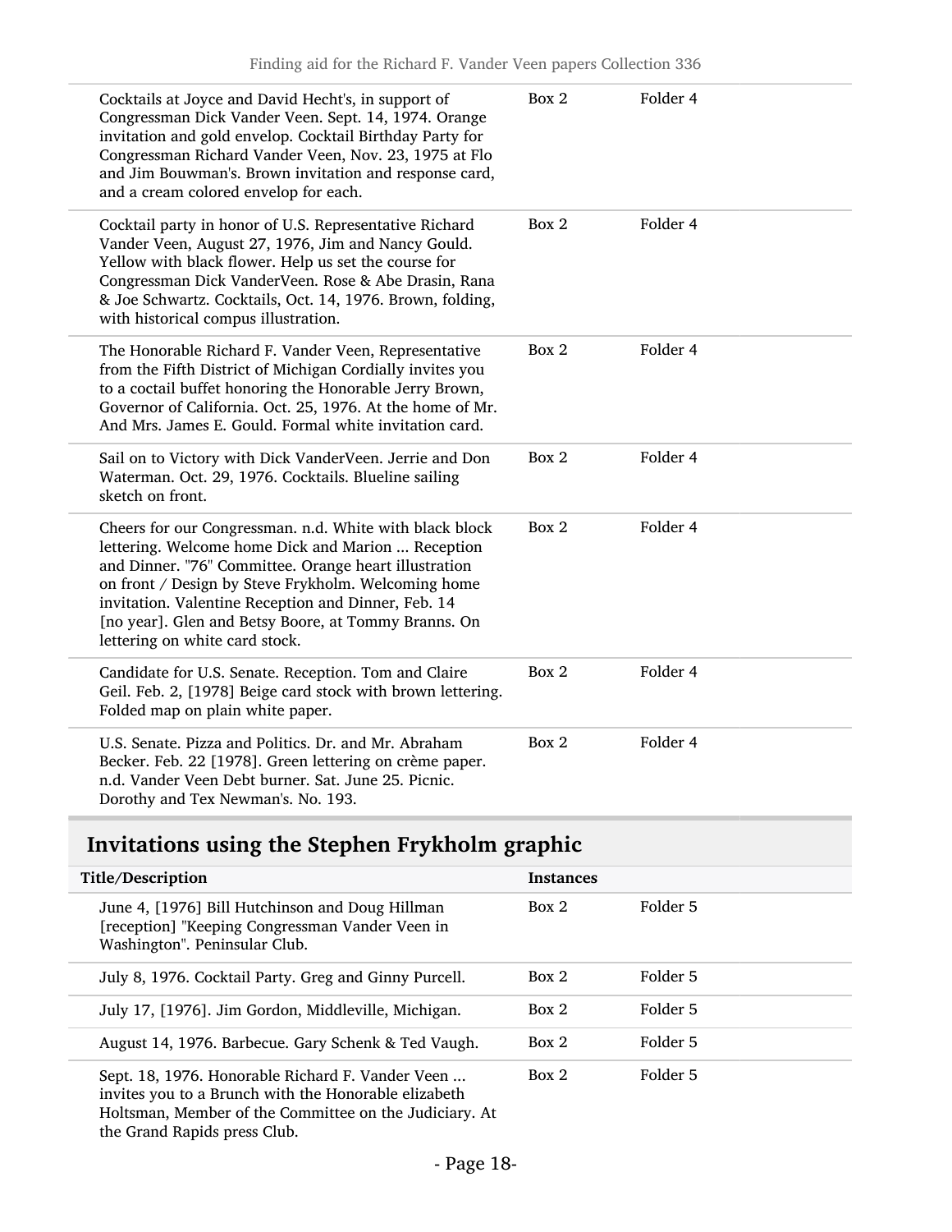| | | |
|---|---|---|
| Cocktails at Joyce and David Hecht's, in support of Congressman Dick Vander Veen. Sept. 14, 1974. Orange invitation and gold envelop. Cocktail Birthday Party for Congressman Richard Vander Veen, Nov. 23, 1975 at Flo and Jim Bouwman's. Brown invitation and response card, and a cream colored envelop for each. | Box 2 | Folder 4 |
| Cocktail party in honor of U.S. Representative Richard Vander Veen, August 27, 1976, Jim and Nancy Gould. Yellow with black flower. Help us set the course for Congressman Dick VanderVeen. Rose & Abe Drasin, Rana & Joe Schwartz. Cocktails, Oct. 14, 1976. Brown, folding, with historical compus illustration. | Box 2 | Folder 4 |
| The Honorable Richard F. Vander Veen, Representative from the Fifth District of Michigan Cordially invites you to a coctail buffet honoring the Honorable Jerry Brown, Governor of California. Oct. 25, 1976. At the home of Mr. And Mrs. James E. Gould. Formal white invitation card. | Box 2 | Folder 4 |
| Sail on to Victory with Dick VanderVeen. Jerrie and Don Waterman. Oct. 29, 1976. Cocktails. Blueline sailing sketch on front. | Box 2 | Folder 4 |
| Cheers for our Congressman. n.d. White with black block lettering. Welcome home Dick and Marion ... Reception and Dinner. "76" Committee. Orange heart illustration on front / Design by Steve Frykholm. Welcoming home invitation. Valentine Reception and Dinner, Feb. 14 [no year]. Glen and Betsy Boore, at Tommy Branns. On lettering on white card stock. | Box 2 | Folder 4 |
| Candidate for U.S. Senate. Reception. Tom and Claire Geil. Feb. 2, [1978] Beige card stock with brown lettering. Folded map on plain white paper. | Box 2 | Folder 4 |
| U.S. Senate. Pizza and Politics. Dr. and Mr. Abraham Becker. Feb. 22 [1978]. Green lettering on crème paper. n.d. Vander Veen Debt burner. Sat. June 25. Picnic. Dorothy and Tex Newman's. No. 193. | Box 2 | Folder 4 |

## Invitations using the Stephen Frykholm graphic

| Title/Description | Instances | |
|---|---|---|
| June 4, [1976] Bill Hutchinson and Doug Hillman [reception] "Keeping Congressman Vander Veen in Washington". Peninsular Club. | Box 2 | Folder 5 |
| July 8, 1976. Cocktail Party. Greg and Ginny Purcell. | Box 2 | Folder 5 |
| July 17, [1976]. Jim Gordon, Middleville, Michigan. | Box 2 | Folder 5 |
| August 14, 1976. Barbecue. Gary Schenk & Ted Vaugh. | Box 2 | Folder 5 |
| Sept. 18, 1976. Honorable Richard F. Vander Veen ... invites you to a Brunch with the Honorable elizabeth Holtsman, Member of the Committee on the Judiciary. At the Grand Rapids press Club. | Box 2 | Folder 5 |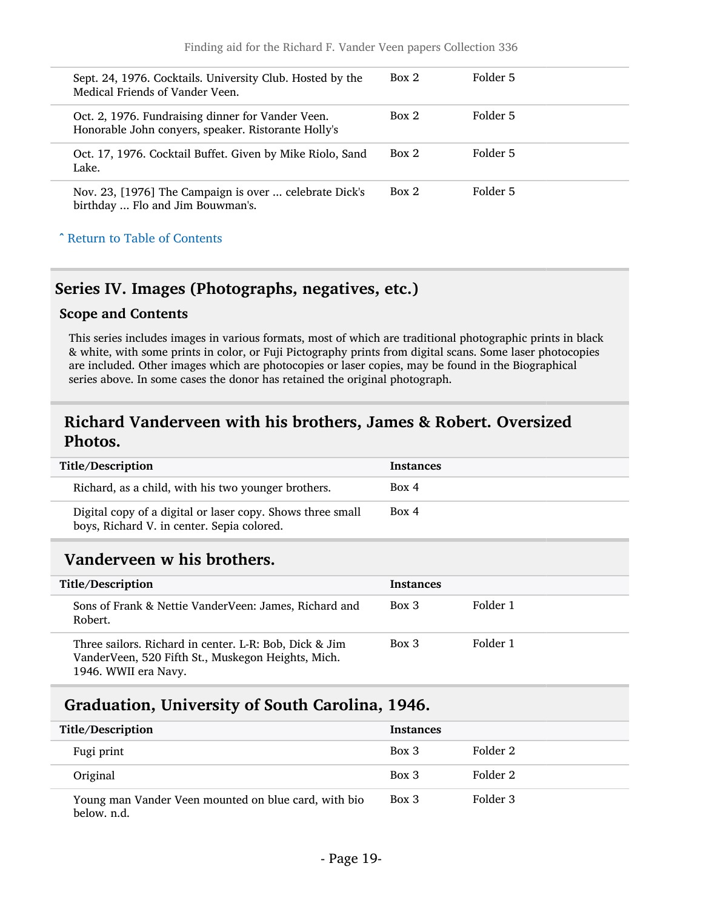| | | |
|---|---|---|
| Sept. 24, 1976. Cocktails. University Club. Hosted by the Medical Friends of Vander Veen. | Box 2 | Folder 5 |
| Oct. 2, 1976. Fundraising dinner for Vander Veen. Honorable John conyers, speaker. Ristorante Holly's | Box 2 | Folder 5 |
| Oct. 17, 1976. Cocktail Buffet. Given by Mike Riolo, Sand Lake. | Box 2 | Folder 5 |
| Nov. 23, [1976] The Campaign is over ... celebrate Dick's birthday ... Flo and Jim Bouwman's. | Box 2 | Folder 5 |

˄ Return to Table of Contents

## Series IV. Images (Photographs, negatives, etc.)

### Scope and Contents

This series includes images in various formats, most of which are traditional photographic prints in black & white, with some prints in color, or Fuji Pictography prints from digital scans. Some laser photocopies are included. Other images which are photocopies or laser copies, may be found in the Biographical series above. In some cases the donor has retained the original photograph.

### Richard Vanderveen with his brothers, James & Robert. Oversized Photos.

| Title/Description | Instances |
|---|---|
| Richard, as a child, with his two younger brothers. | Box 4 |
| Digital copy of a digital or laser copy. Shows three small boys, Richard V. in center. Sepia colored. | Box 4 |

### Vanderveen w his brothers.

| Title/Description | Instances | |
|---|---|---|
| Sons of Frank & Nettie VanderVeen: James, Richard and Robert. | Box 3 | Folder 1 |
| Three sailors. Richard in center. L-R: Bob, Dick & Jim VanderVeen, 520 Fifth St., Muskegon Heights, Mich. 1946. WWII era Navy. | Box 3 | Folder 1 |

### Graduation, University of South Carolina, 1946.

| Title/Description | Instances | |
|---|---|---|
| Fugi print | Box 3 | Folder 2 |
| Original | Box 3 | Folder 2 |
| Young man Vander Veen mounted on blue card, with bio below. n.d. | Box 3 | Folder 3 |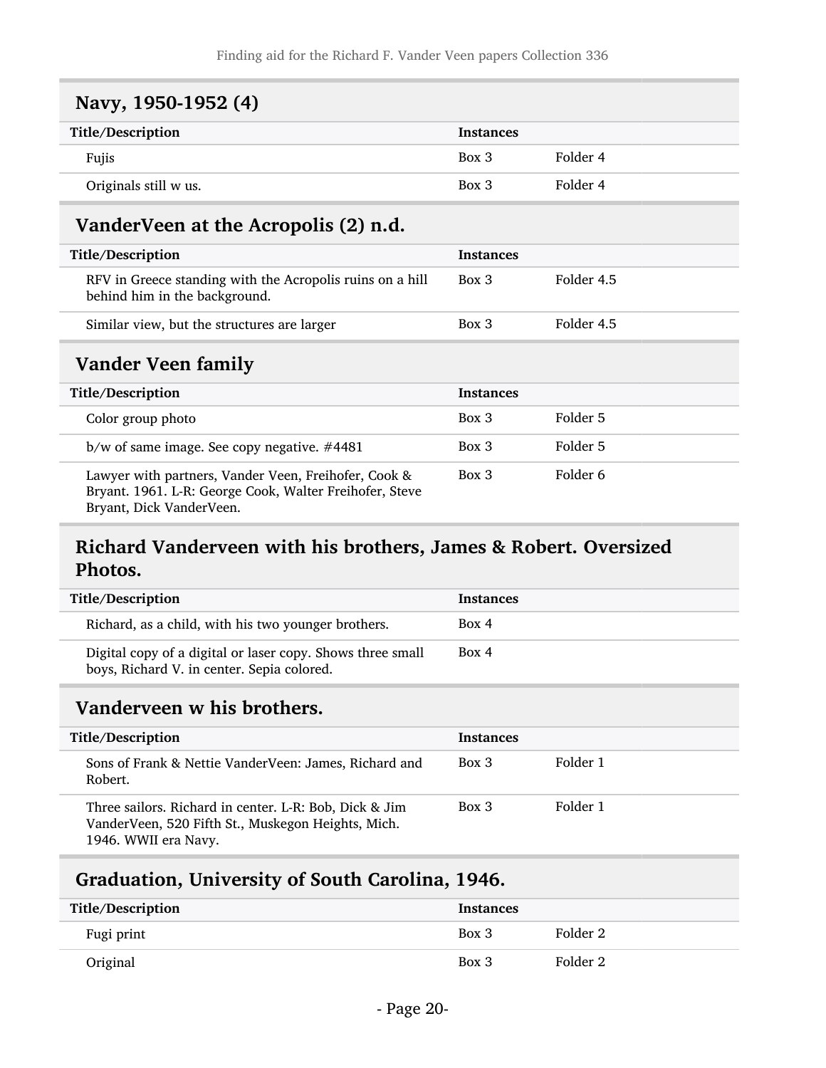## Navy, 1950-1952 (4)

| Title/Description | Instances | |
|---|---|---|
| Fujis | Box 3 | Folder 4 |
| Originals still w us. | Box 3 | Folder 4 |

## VanderVeen at the Acropolis (2) n.d.

| Title/Description | Instances | |
|---|---|---|
| RFV in Greece standing with the Acropolis ruins on a hill behind him in the background. | Box 3 | Folder 4.5 |
| Similar view, but the structures are larger | Box 3 | Folder 4.5 |

## Vander Veen family

| Title/Description | Instances | |
|---|---|---|
| Color group photo | Box 3 | Folder 5 |
| b/w of same image. See copy negative. #4481 | Box 3 | Folder 5 |
| Lawyer with partners, Vander Veen, Freihofer, Cook & Bryant. 1961. L-R: George Cook, Walter Freihofer, Steve Bryant, Dick VanderVeen. | Box 3 | Folder 6 |

## Richard Vanderveen with his brothers, James & Robert. Oversized Photos.

| Title/Description | Instances | |
|---|---|---|
| Richard, as a child, with his two younger brothers. | Box 4 | |
| Digital copy of a digital or laser copy. Shows three small boys, Richard V. in center. Sepia colored. | Box 4 | |

## Vanderveen w his brothers.

| Title/Description | Instances | |
|---|---|---|
| Sons of Frank & Nettie VanderVeen: James, Richard and Robert. | Box 3 | Folder 1 |
| Three sailors. Richard in center. L-R: Bob, Dick & Jim VanderVeen, 520 Fifth St., Muskegon Heights, Mich. 1946. WWII era Navy. | Box 3 | Folder 1 |

## Graduation, University of South Carolina, 1946.

| Title/Description | Instances | |
|---|---|---|
| Fugi print | Box 3 | Folder 2 |
| Original | Box 3 | Folder 2 |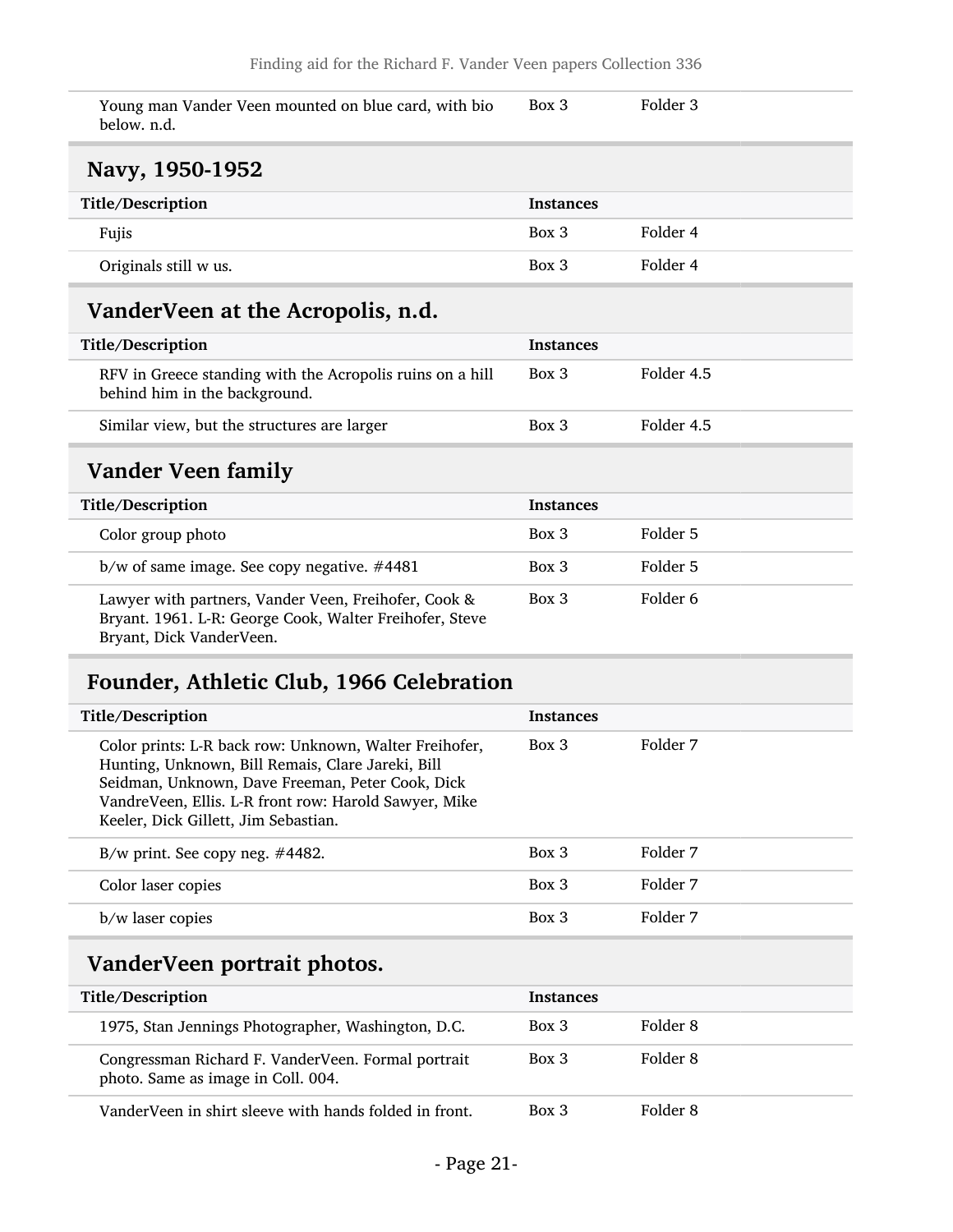| Title/Description | Instances | |
|---|---|---|
| Young man Vander Veen mounted on blue card, with bio below. n.d. | Box 3 | Folder 3 |

## Navy, 1950-1952

| Title/Description | Instances | |
|---|---|---|
| Fujis | Box 3 | Folder 4 |
| Originals still w us. | Box 3 | Folder 4 |

## VanderVeen at the Acropolis, n.d.

| Title/Description | Instances | |
|---|---|---|
| RFV in Greece standing with the Acropolis ruins on a hill behind him in the background. | Box 3 | Folder 4.5 |
| Similar view, but the structures are larger | Box 3 | Folder 4.5 |

## Vander Veen family

| Title/Description | Instances | |
|---|---|---|
| Color group photo | Box 3 | Folder 5 |
| b/w of same image. See copy negative. #4481 | Box 3 | Folder 5 |
| Lawyer with partners, Vander Veen, Freihofer, Cook & Bryant. 1961. L-R: George Cook, Walter Freihofer, Steve Bryant, Dick VanderVeen. | Box 3 | Folder 6 |

## Founder, Athletic Club, 1966 Celebration

| Title/Description | Instances | |
|---|---|---|
| Color prints: L-R back row: Unknown, Walter Freihofer, Hunting, Unknown, Bill Remais, Clare Jareki, Bill Seidman, Unknown, Dave Freeman, Peter Cook, Dick VandreVeen, Ellis. L-R front row: Harold Sawyer, Mike Keeler, Dick Gillett, Jim Sebastian. | Box 3 | Folder 7 |
| B/w print. See copy neg. #4482. | Box 3 | Folder 7 |
| Color laser copies | Box 3 | Folder 7 |
| b/w laser copies | Box 3 | Folder 7 |

## VanderVeen portrait photos.

| Title/Description | Instances | |
|---|---|---|
| 1975, Stan Jennings Photographer, Washington, D.C. | Box 3 | Folder 8 |
| Congressman Richard F. VanderVeen. Formal portrait photo. Same as image in Coll. 004. | Box 3 | Folder 8 |
| VanderVeen in shirt sleeve with hands folded in front. | Box 3 | Folder 8 |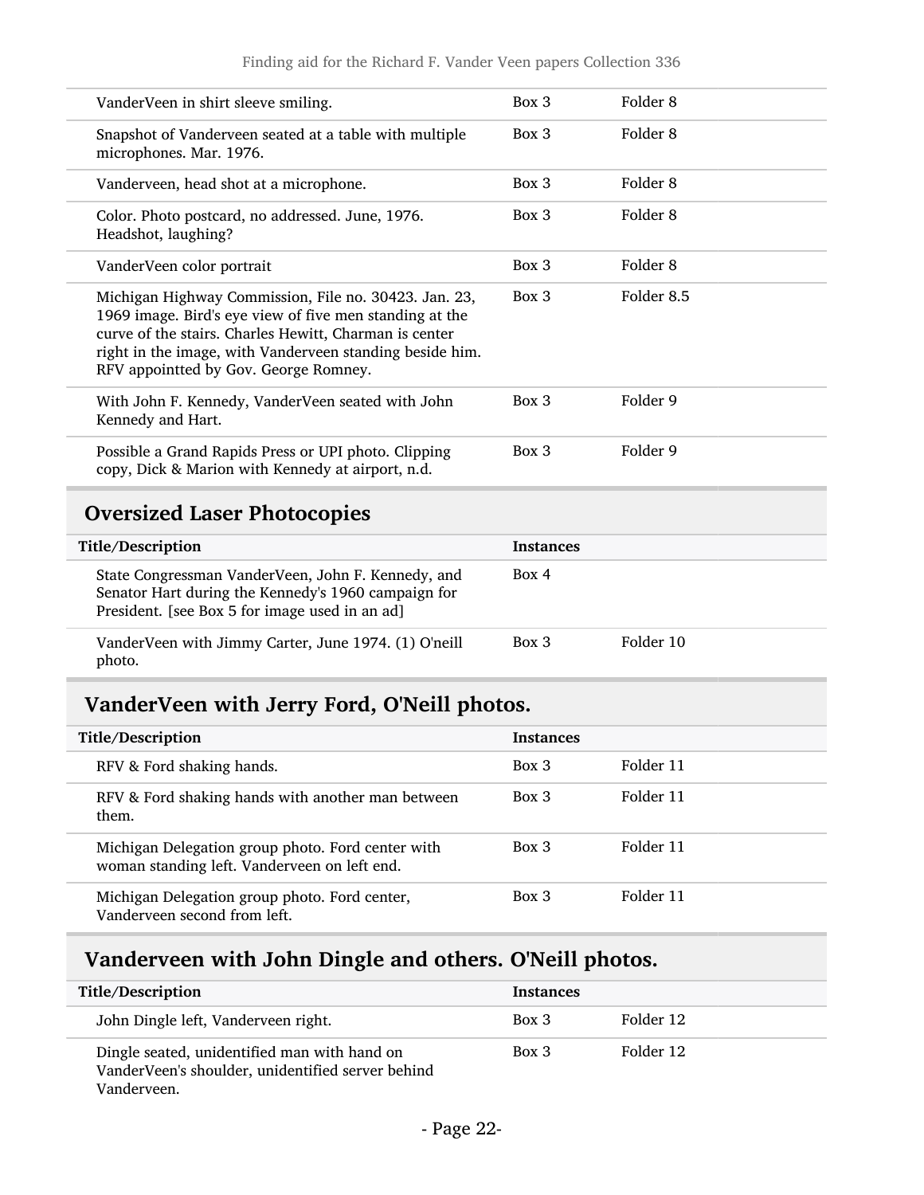| | | |
|---|---|---|
| VanderVeen in shirt sleeve smiling. | Box 3 | Folder 8 |
| Snapshot of Vanderveen seated at a table with multiple microphones. Mar. 1976. | Box 3 | Folder 8 |
| Vanderveen, head shot at a microphone. | Box 3 | Folder 8 |
| Color. Photo postcard, no addressed. June, 1976. Headshot, laughing? | Box 3 | Folder 8 |
| VanderVeen color portrait | Box 3 | Folder 8 |
| Michigan Highway Commission, File no. 30423. Jan. 23, 1969 image. Bird's eye view of five men standing at the curve of the stairs. Charles Hewitt, Charman is center right in the image, with Vanderveen standing beside him. RFV appointted by Gov. George Romney. | Box 3 | Folder 8.5 |
| With John F. Kennedy, VanderVeen seated with John Kennedy and Hart. | Box 3 | Folder 9 |
| Possible a Grand Rapids Press or UPI photo. Clipping copy, Dick & Marion with Kennedy at airport, n.d. | Box 3 | Folder 9 |

## Oversized Laser Photocopies

| Title/Description | Instances | |
|---|---|---|
| State Congressman VanderVeen, John F. Kennedy, and Senator Hart during the Kennedy's 1960 campaign for President. [see Box 5 for image used in an ad] | Box 4 | |
| VanderVeen with Jimmy Carter, June 1974. (1) O'neill photo. | Box 3 | Folder 10 |

## VanderVeen with Jerry Ford, O'Neill photos.

| Title/Description | Instances | |
|---|---|---|
| RFV & Ford shaking hands. | Box 3 | Folder 11 |
| RFV & Ford shaking hands with another man between them. | Box 3 | Folder 11 |
| Michigan Delegation group photo. Ford center with woman standing left. Vanderveen on left end. | Box 3 | Folder 11 |
| Michigan Delegation group photo. Ford center, Vanderveen second from left. | Box 3 | Folder 11 |

## Vanderveen with John Dingle and others. O'Neill photos.

| Title/Description | Instances | |
|---|---|---|
| John Dingle left, Vanderveen right. | Box 3 | Folder 12 |
| Dingle seated, unidentified man with hand on VanderVeen's shoulder, unidentified server behind Vanderveen. | Box 3 | Folder 12 |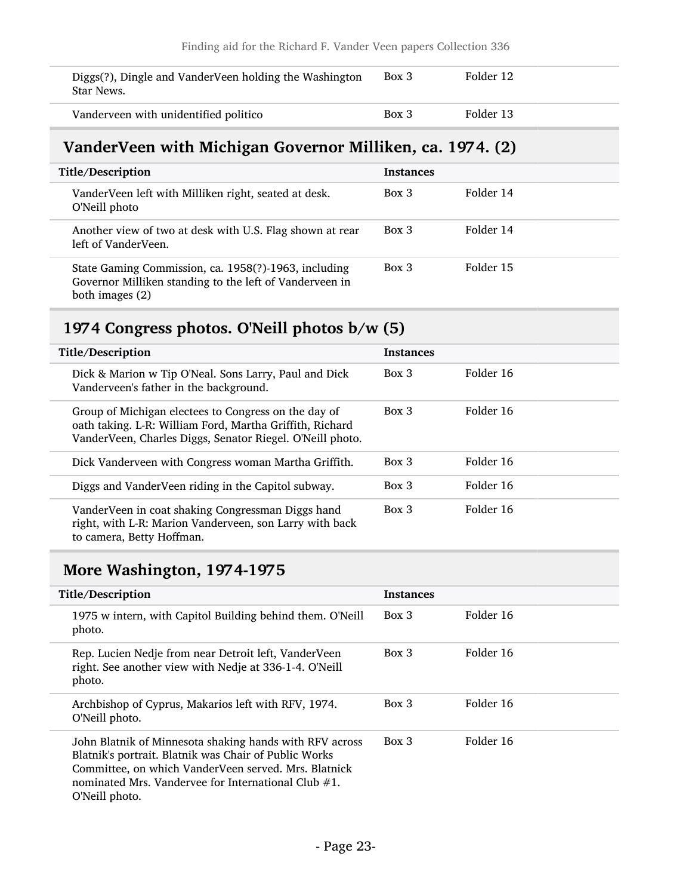| | | |
|---|---|---|
| Diggs(?), Dingle and VanderVeen holding the Washington Star News. | Box 3 | Folder 12 |
| Vanderveen with unidentified politico | Box 3 | Folder 13 |

## VanderVeen with Michigan Governor Milliken, ca. 1974. (2)

| Title/Description | Instances | |
|---|---|---|
| VanderVeen left with Milliken right, seated at desk. O'Neill photo | Box 3 | Folder 14 |
| Another view of two at desk with U.S. Flag shown at rear left of VanderVeen. | Box 3 | Folder 14 |
| State Gaming Commission, ca. 1958(?)-1963, including Governor Milliken standing to the left of Vanderveen in both images (2) | Box 3 | Folder 15 |

## 1974 Congress photos. O'Neill photos b/w (5)

| Title/Description | Instances | |
|---|---|---|
| Dick & Marion w Tip O'Neal. Sons Larry, Paul and Dick Vanderveen's father in the background. | Box 3 | Folder 16 |
| Group of Michigan electees to Congress on the day of oath taking. L-R: William Ford, Martha Griffith, Richard VanderVeen, Charles Diggs, Senator Riegel. O'Neill photo. | Box 3 | Folder 16 |
| Dick Vanderveen with Congress woman Martha Griffith. | Box 3 | Folder 16 |
| Diggs and VanderVeen riding in the Capitol subway. | Box 3 | Folder 16 |
| VanderVeen in coat shaking Congressman Diggs hand right, with L-R: Marion Vanderveen, son Larry with back to camera, Betty Hoffman. | Box 3 | Folder 16 |

## More Washington, 1974-1975

| Title/Description | Instances | |
|---|---|---|
| 1975 w intern, with Capitol Building behind them. O'Neill photo. | Box 3 | Folder 16 |
| Rep. Lucien Nedje from near Detroit left, VanderVeen right. See another view with Nedje at 336-1-4. O'Neill photo. | Box 3 | Folder 16 |
| Archbishop of Cyprus, Makarios left with RFV, 1974. O'Neill photo. | Box 3 | Folder 16 |
| John Blatnik of Minnesota shaking hands with RFV across Blatnik's portrait. Blatnik was Chair of Public Works Committee, on which VanderVeen served. Mrs. Blatnick nominated Mrs. Vandervee for International Club #1. O'Neill photo. | Box 3 | Folder 16 |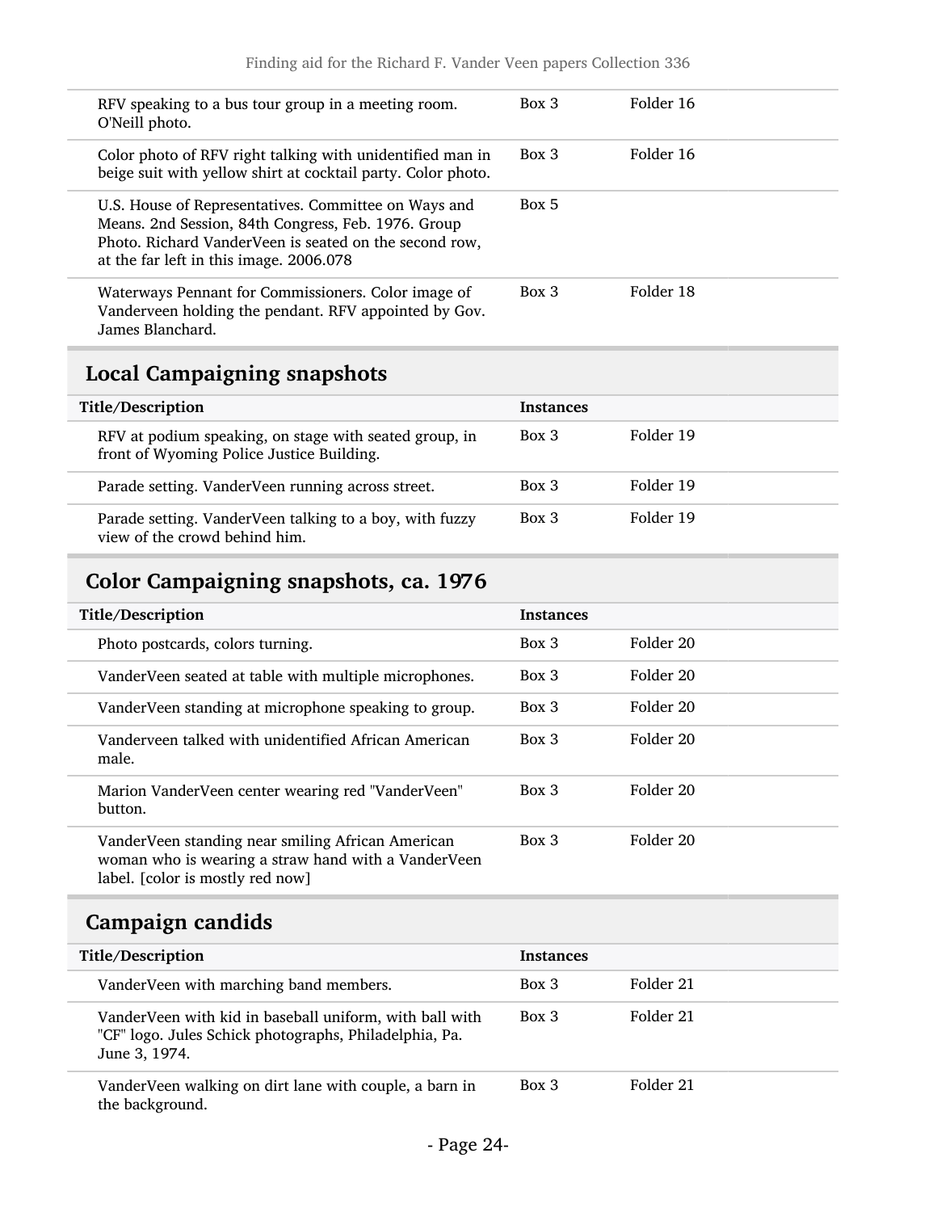| | | |
|---|---|---|
| RFV speaking to a bus tour group in a meeting room. O'Neill photo. | Box 3 | Folder 16 |
| Color photo of RFV right talking with unidentified man in beige suit with yellow shirt at cocktail party. Color photo. | Box 3 | Folder 16 |
| U.S. House of Representatives. Committee on Ways and Means. 2nd Session, 84th Congress, Feb. 1976. Group Photo. Richard VanderVeen is seated on the second row, at the far left in this image. 2006.078 | Box 5 | |
| Waterways Pennant for Commissioners. Color image of Vanderveen holding the pendant. RFV appointed by Gov. James Blanchard. | Box 3 | Folder 18 |

## Local Campaigning snapshots

| Title/Description | Instances | |
|---|---|---|
| RFV at podium speaking, on stage with seated group, in front of Wyoming Police Justice Building. | Box 3 | Folder 19 |
| Parade setting. VanderVeen running across street. | Box 3 | Folder 19 |
| Parade setting. VanderVeen talking to a boy, with fuzzy view of the crowd behind him. | Box 3 | Folder 19 |

## Color Campaigning snapshots, ca. 1976

| Title/Description | Instances | |
|---|---|---|
| Photo postcards, colors turning. | Box 3 | Folder 20 |
| VanderVeen seated at table with multiple microphones. | Box 3 | Folder 20 |
| VanderVeen standing at microphone speaking to group. | Box 3 | Folder 20 |
| Vanderveen talked with unidentified African American male. | Box 3 | Folder 20 |
| Marion VanderVeen center wearing red "VanderVeen" button. | Box 3 | Folder 20 |
| VanderVeen standing near smiling African American woman who is wearing a straw hand with a VanderVeen label. [color is mostly red now] | Box 3 | Folder 20 |

## Campaign candids

| Title/Description | Instances | |
|---|---|---|
| VanderVeen with marching band members. | Box 3 | Folder 21 |
| VanderVeen with kid in baseball uniform, with ball with "CF" logo. Jules Schick photographs, Philadelphia, Pa. June 3, 1974. | Box 3 | Folder 21 |
| VanderVeen walking on dirt lane with couple, a barn in the background. | Box 3 | Folder 21 |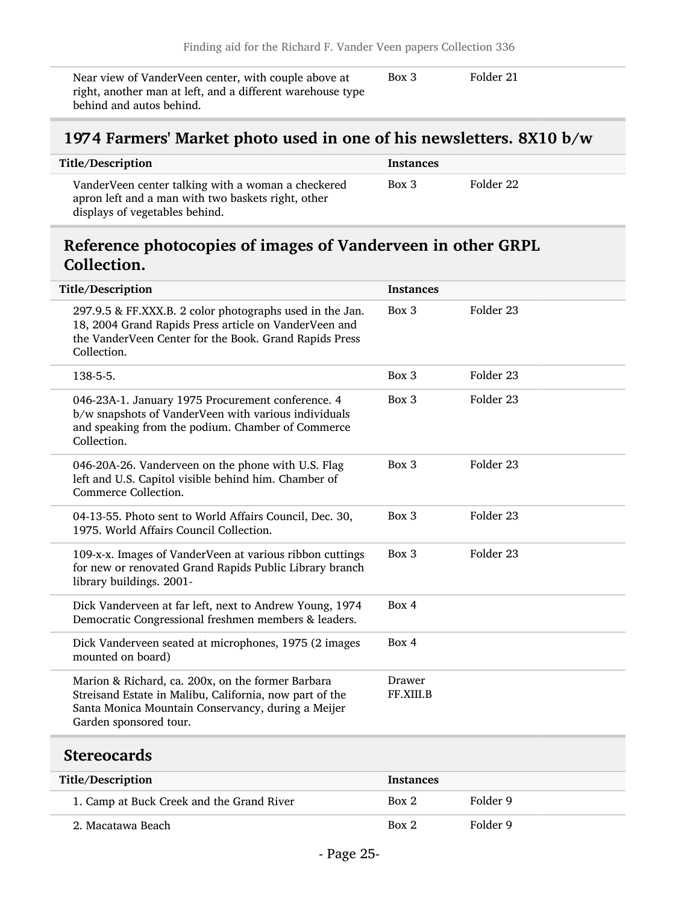| Title/Description | Instances | |
|---|---|---|
| Near view of VanderVeen center, with couple above at right, another man at left, and a different warehouse type behind and autos behind. | Box 3 | Folder 21 |

## 1974 Farmers' Market photo used in one of his newsletters. 8X10 b/w

| Title/Description | Instances | |
|---|---|---|
| VanderVeen center talking with a woman a checkered apron left and a man with two baskets right, other displays of vegetables behind. | Box 3 | Folder 22 |

## Reference photocopies of images of Vanderveen in other GRPL Collection.

| Title/Description | Instances | |
|---|---|---|
| 297.9.5 & FF.XXX.B. 2 color photographs used in the Jan. 18, 2004 Grand Rapids Press article on VanderVeen and the VanderVeen Center for the Book. Grand Rapids Press Collection. | Box 3 | Folder 23 |
| 138-5-5. | Box 3 | Folder 23 |
| 046-23A-1. January 1975 Procurement conference. 4 b/w snapshots of VanderVeen with various individuals and speaking from the podium. Chamber of Commerce Collection. | Box 3 | Folder 23 |
| 046-20A-26. Vanderveen on the phone with U.S. Flag left and U.S. Capitol visible behind him. Chamber of Commerce Collection. | Box 3 | Folder 23 |
| 04-13-55. Photo sent to World Affairs Council, Dec. 30, 1975. World Affairs Council Collection. | Box 3 | Folder 23 |
| 109-x-x. Images of VanderVeen at various ribbon cuttings for new or renovated Grand Rapids Public Library branch library buildings. 2001- | Box 3 | Folder 23 |
| Dick Vanderveen at far left, next to Andrew Young, 1974 Democratic Congressional freshmen members & leaders. | Box 4 | |
| Dick Vanderveen seated at microphones, 1975 (2 images mounted on board) | Box 4 | |
| Marion & Richard, ca. 200x, on the former Barbara Streisand Estate in Malibu, California, now part of the Santa Monica Mountain Conservancy, during a Meijer Garden sponsored tour. | Drawer FF.XIII.B | |

## Stereocards

| Title/Description | Instances | |
|---|---|---|
| 1. Camp at Buck Creek and the Grand River | Box 2 | Folder 9 |
| 2. Macatawa Beach | Box 2 | Folder 9 |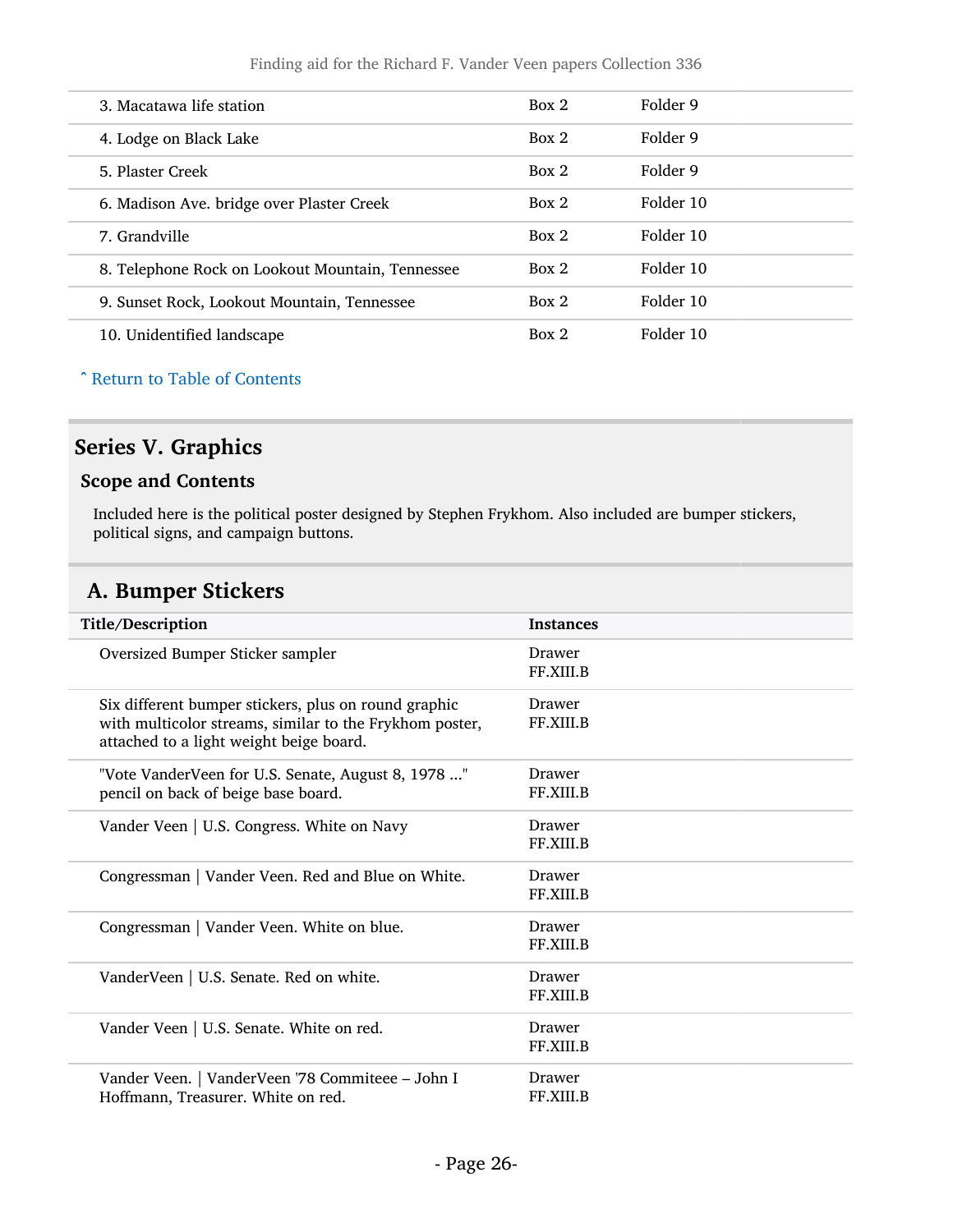| | | |
|---|---|---|
| 3. Macatawa life station | Box 2 | Folder 9 |
| 4. Lodge on Black Lake | Box 2 | Folder 9 |
| 5. Plaster Creek | Box 2 | Folder 9 |
| 6. Madison Ave. bridge over Plaster Creek | Box 2 | Folder 10 |
| 7. Grandville | Box 2 | Folder 10 |
| 8. Telephone Rock on Lookout Mountain, Tennessee | Box 2 | Folder 10 |
| 9. Sunset Rock, Lookout Mountain, Tennessee | Box 2 | Folder 10 |
| 10. Unidentified landscape | Box 2 | Folder 10 |

ˆ Return to Table of Contents

## Series V. Graphics

### Scope and Contents

Included here is the political poster designed by Stephen Frykhom. Also included are bumper stickers, political signs, and campaign buttons.

## A. Bumper Stickers

| Title/Description | Instances |
|---|---|
| Oversized Bumper Sticker sampler | Drawer FF.XIII.B |
| Six different bumper stickers, plus on round graphic with multicolor streams, similar to the Frykhom poster, attached to a light weight beige board. | Drawer FF.XIII.B |
| "Vote VanderVeen for U.S. Senate, August 8, 1978 ..." pencil on back of beige base board. | Drawer FF.XIII.B |
| Vander Veen \| U.S. Congress. White on Navy | Drawer FF.XIII.B |
| Congressman \| Vander Veen. Red and Blue on White. | Drawer FF.XIII.B |
| Congressman \| Vander Veen. White on blue. | Drawer FF.XIII.B |
| VanderVeen \| U.S. Senate. Red on white. | Drawer FF.XIII.B |
| Vander Veen \| U.S. Senate. White on red. | Drawer FF.XIII.B |
| Vander Veen. \| VanderVeen '78 Commiteee – John I Hoffmann, Treasurer. White on red. | Drawer FF.XIII.B |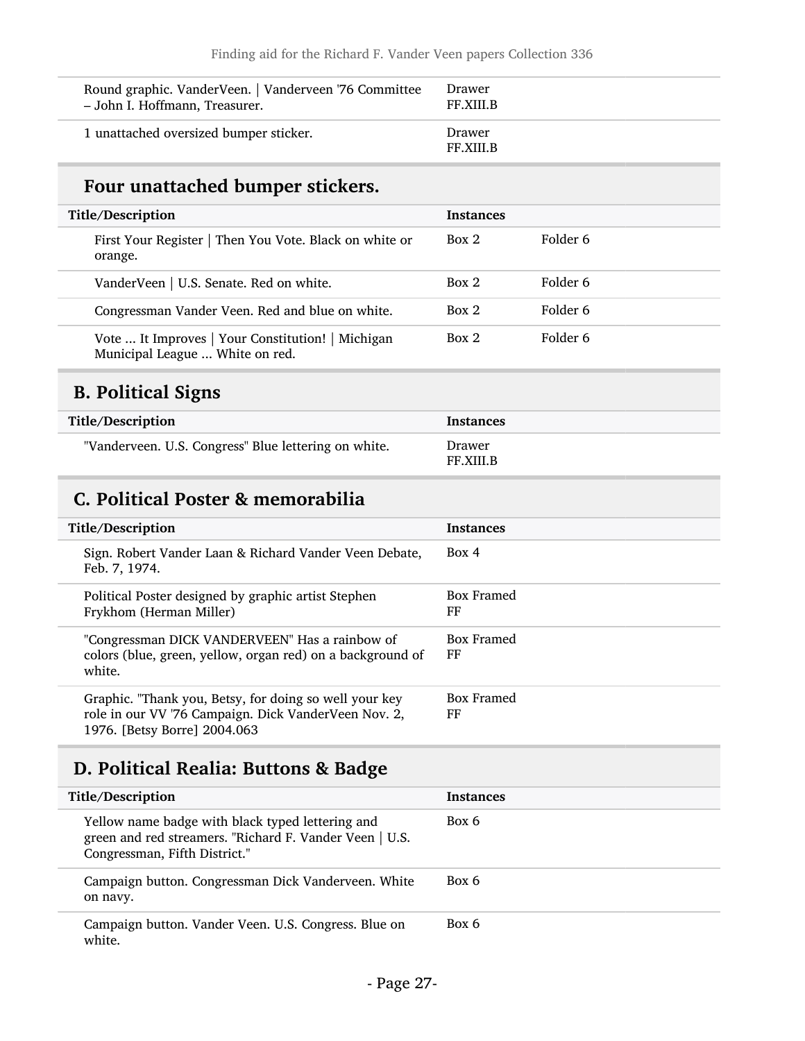| | | |
|---|---|---|
| Round graphic. VanderVeen. \| Vanderveen '76 Committee – John I. Hoffmann, Treasurer. | Drawer FF.XIII.B | |
| 1 unattached oversized bumper sticker. | Drawer FF.XIII.B | |

### Four unattached bumper stickers.

| Title/Description | Instances | |
|---|---|---|
| First Your Register \| Then You Vote. Black on white or orange. | Box 2 | Folder 6 |
| VanderVeen \| U.S. Senate. Red on white. | Box 2 | Folder 6 |
| Congressman Vander Veen. Red and blue on white. | Box 2 | Folder 6 |
| Vote ... It Improves \| Your Constitution! \| Michigan Municipal League ... White on red. | Box 2 | Folder 6 |

## B. Political Signs

| Title/Description | Instances |
|---|---|
| "Vanderveen. U.S. Congress" Blue lettering on white. | Drawer FF.XIII.B |

## C. Political Poster & memorabilia

| Title/Description | Instances |
|---|---|
| Sign. Robert Vander Laan & Richard Vander Veen Debate, Feb. 7, 1974. | Box 4 |
| Political Poster designed by graphic artist Stephen Frykhom (Herman Miller) | Box Framed FF |
| "Congressman DICK VANDERVEEN" Has a rainbow of colors (blue, green, yellow, organ red) on a background of white. | Box Framed FF |
| Graphic. "Thank you, Betsy, for doing so well your key role in our VV '76 Campaign. Dick VanderVeen Nov. 2, 1976. [Betsy Borre] 2004.063 | Box Framed FF |

## D. Political Realia: Buttons & Badge

| Title/Description | Instances |
|---|---|
| Yellow name badge with black typed lettering and green and red streamers. "Richard F. Vander Veen \| U.S. Congressman, Fifth District." | Box 6 |
| Campaign button. Congressman Dick Vanderveen. White on navy. | Box 6 |
| Campaign button. Vander Veen. U.S. Congress. Blue on white. | Box 6 |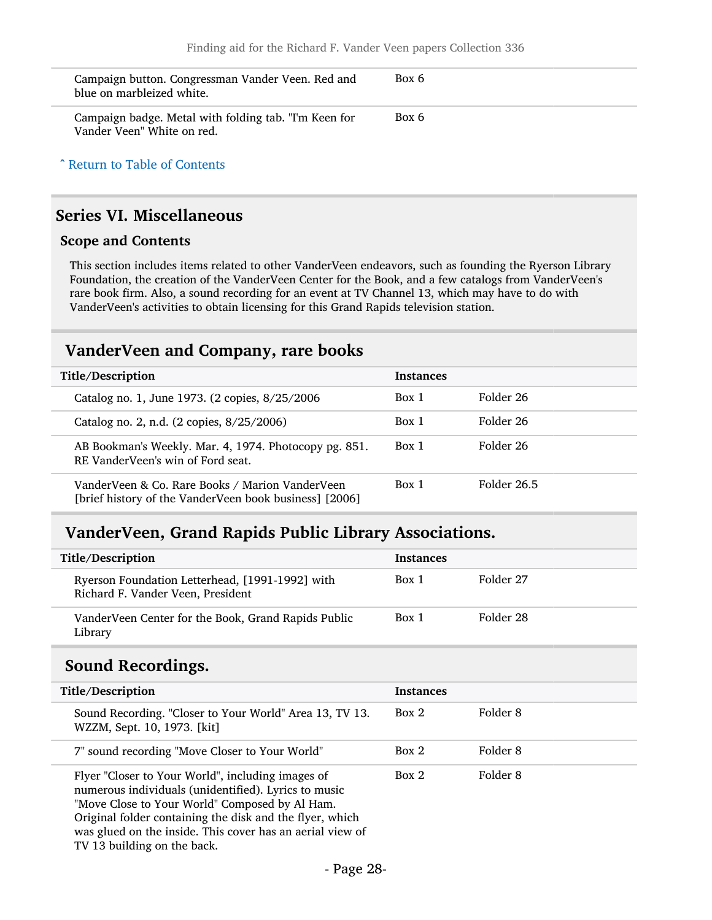| | |
|---|---|
| Campaign button. Congressman Vander Veen. Red and blue on marbleized white. | Box 6 |
| Campaign badge. Metal with folding tab. "I'm Keen for Vander Veen" White on red. | Box 6 |

ˆ Return to Table of Contents

## Series VI. Miscellaneous

### Scope and Contents

This section includes items related to other VanderVeen endeavors, such as founding the Ryerson Library Foundation, the creation of the VanderVeen Center for the Book, and a few catalogs from VanderVeen's rare book firm. Also, a sound recording for an event at TV Channel 13, which may have to do with VanderVeen's activities to obtain licensing for this Grand Rapids television station.

## VanderVeen and Company, rare books

| Title/Description | Instances | |
|---|---|---|
| Catalog no. 1, June 1973. (2 copies, 8/25/2006 | Box 1 | Folder 26 |
| Catalog no. 2, n.d. (2 copies, 8/25/2006) | Box 1 | Folder 26 |
| AB Bookman's Weekly. Mar. 4, 1974. Photocopy pg. 851. RE VanderVeen's win of Ford seat. | Box 1 | Folder 26 |
| VanderVeen & Co. Rare Books / Marion VanderVeen [brief history of the VanderVeen book business] [2006] | Box 1 | Folder 26.5 |

## VanderVeen, Grand Rapids Public Library Associations.

| Title/Description | Instances | |
|---|---|---|
| Ryerson Foundation Letterhead, [1991-1992] with Richard F. Vander Veen, President | Box 1 | Folder 27 |
| VanderVeen Center for the Book, Grand Rapids Public Library | Box 1 | Folder 28 |

## Sound Recordings.

| Title/Description | Instances | |
|---|---|---|
| Sound Recording. "Closer to Your World" Area 13, TV 13. WZZM, Sept. 10, 1973. [kit] | Box 2 | Folder 8 |
| 7" sound recording "Move Closer to Your World" | Box 2 | Folder 8 |
| Flyer "Closer to Your World", including images of numerous individuals (unidentified). Lyrics to music "Move Close to Your World" Composed by Al Ham. Original folder containing the disk and the flyer, which was glued on the inside. This cover has an aerial view of TV 13 building on the back. | Box 2 | Folder 8 |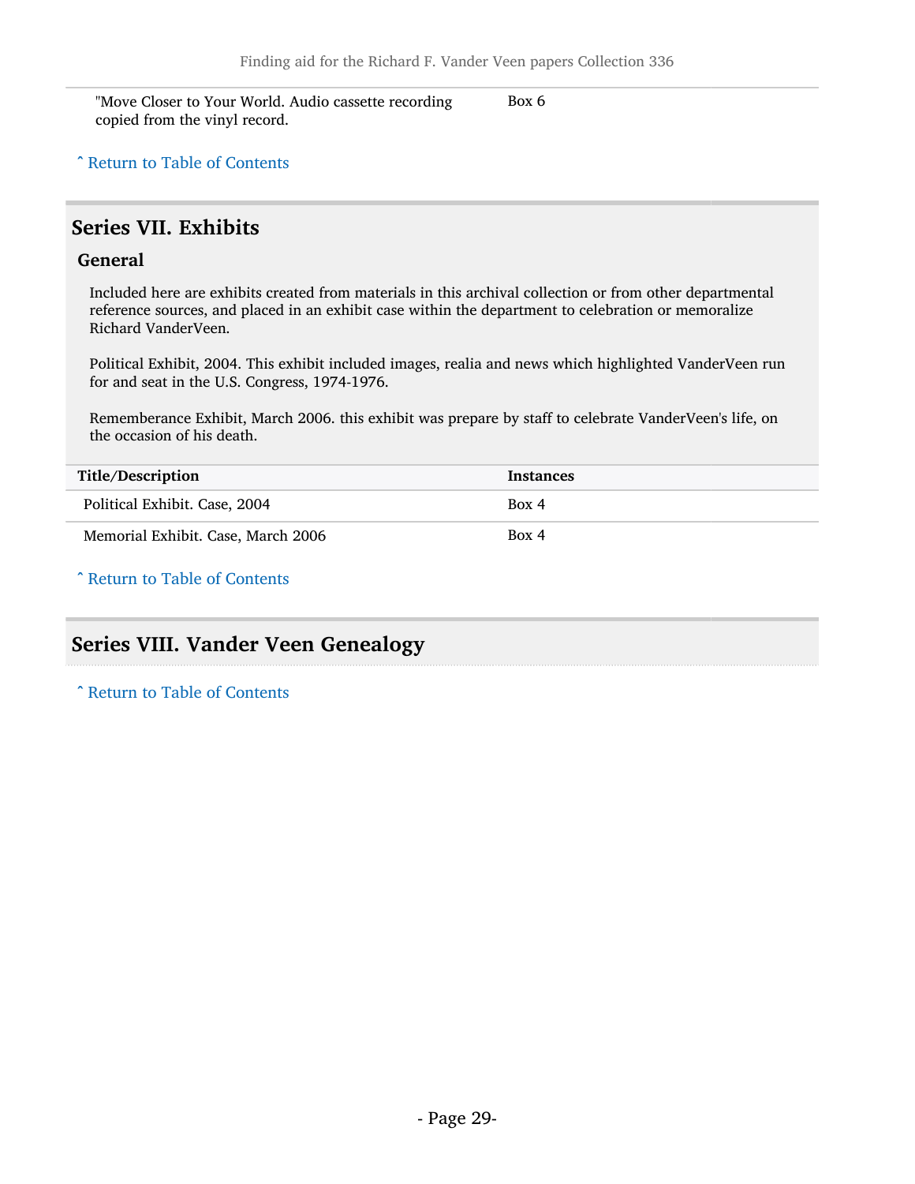| | |
|---|---|
| "Move Closer to Your World. Audio cassette recording copied from the vinyl record. | Box 6 |

ˆ Return to Table of Contents

## Series VII. Exhibits

### General

Included here are exhibits created from materials in this archival collection or from other departmental reference sources, and placed in an exhibit case within the department to celebration or memoralize Richard VanderVeen.

Political Exhibit, 2004. This exhibit included images, realia and news which highlighted VanderVeen run for and seat in the U.S. Congress, 1974-1976.

Rememberance Exhibit, March 2006. this exhibit was prepare by staff to celebrate VanderVeen's life, on the occasion of his death.

| Title/Description | Instances |
|---|---|
| Political Exhibit. Case, 2004 | Box 4 |
| Memorial Exhibit. Case, March 2006 | Box 4 |

ˆ Return to Table of Contents

## Series VIII. Vander Veen Genealogy

ˆ Return to Table of Contents